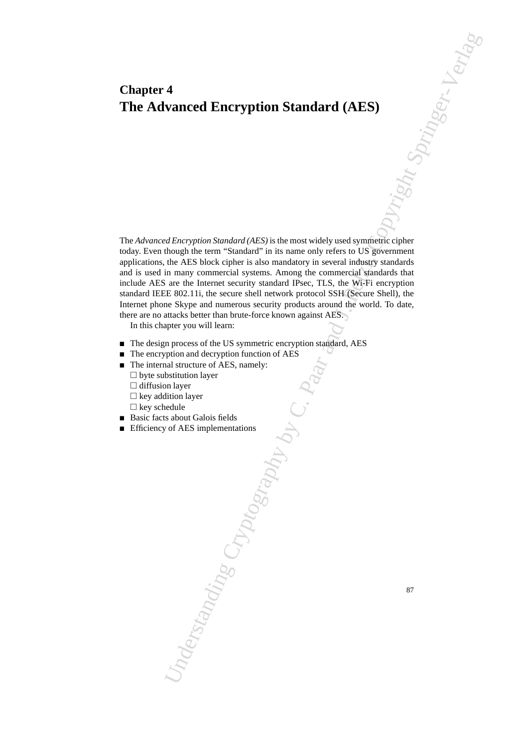# Chapter 4
# The Advanced Encryption Standard (AES)

The *Advanced Encryption Standard (AES)* is the most widely used symmetric cipher today. Even though the term "Standard" in its name only refers to US government applications, the AES block cipher is also mandatory in several industry standards and is used in many commercial systems. Among the commercial standards that include AES are the Internet security standard IPsec, TLS, the Wi-Fi encryption standard IEEE 802.11i, the secure shell network protocol SSH (Secure Shell), the Internet phone Skype and numerous security products around the world. To date, there are no attacks better than brute-force known against AES.

In this chapter you will learn:

- The design process of the US symmetric encryption standard, AES
- The encryption and decryption function of AES
- The internal structure of AES, namely:
  - byte substitution layer
  - diffusion layer
  - key addition layer
  - key schedule
- Basic facts about Galois fields
- Efficiency of AES implementations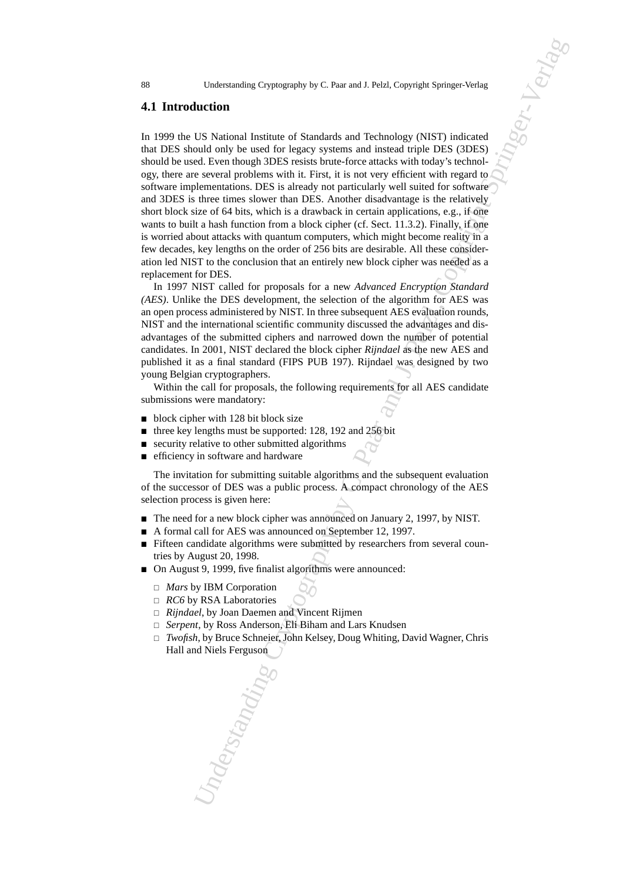## 4.1 Introduction

In 1999 the US National Institute of Standards and Technology (NIST) indicated that DES should only be used for legacy systems and instead triple DES (3DES) should be used. Even though 3DES resists brute-force attacks with today's technology, there are several problems with it. First, it is not very efficient with regard to software implementations. DES is already not particularly well suited for software and 3DES is three times slower than DES. Another disadvantage is the relatively short block size of 64 bits, which is a drawback in certain applications, e.g., if one wants to built a hash function from a block cipher (cf. Sect. 11.3.2). Finally, if one is worried about attacks with quantum computers, which might become reality in a few decades, key lengths on the order of 256 bits are desirable. All these consideration led NIST to the conclusion that an entirely new block cipher was needed as a replacement for DES.

In 1997 NIST called for proposals for a new *Advanced Encryption Standard (AES)*. Unlike the DES development, the selection of the algorithm for AES was an open process administered by NIST. In three subsequent AES evaluation rounds, NIST and the international scientific community discussed the advantages and disadvantages of the submitted ciphers and narrowed down the number of potential candidates. In 2001, NIST declared the block cipher *Rijndael* as the new AES and published it as a final standard (FIPS PUB 197). Rijndael was designed by two young Belgian cryptographers.

Within the call for proposals, the following requirements for all AES candidate submissions were mandatory:

- block cipher with 128 bit block size
- three key lengths must be supported: 128, 192 and 256 bit
- security relative to other submitted algorithms
- efficiency in software and hardware

The invitation for submitting suitable algorithms and the subsequent evaluation of the successor of DES was a public process. A compact chronology of the AES selection process is given here:

- The need for a new block cipher was announced on January 2, 1997, by NIST.
- A formal call for AES was announced on September 12, 1997.
- Fifteen candidate algorithms were submitted by researchers from several countries by August 20, 1998.
- On August 9, 1999, five finalist algorithms were announced:
  - *Mars* by IBM Corporation
  - *RC6* by RSA Laboratories
  - *Rijndael*, by Joan Daemen and Vincent Rijmen
  - *Serpent*, by Ross Anderson, Eli Biham and Lars Knudsen
  - *Twofish*, by Bruce Schneier, John Kelsey, Doug Whiting, David Wagner, Chris Hall and Niels Ferguson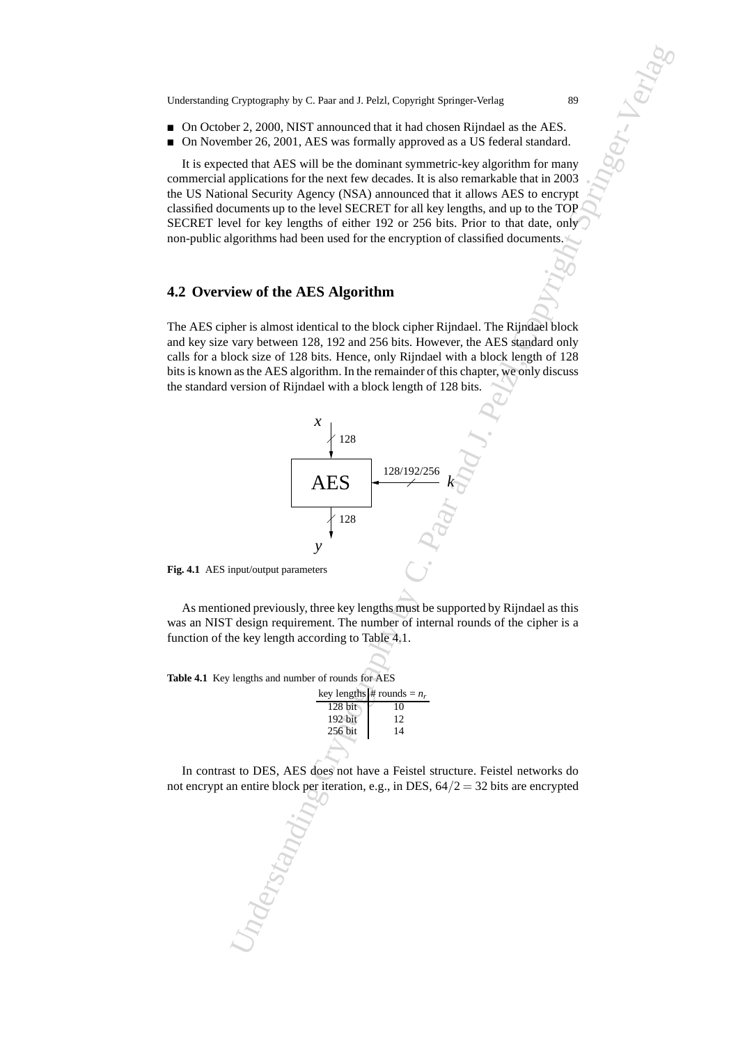- On October 2, 2000, NIST announced that it had chosen Rijndael as the AES.
- On November 26, 2001, AES was formally approved as a US federal standard.

It is expected that AES will be the dominant symmetric-key algorithm for many commercial applications for the next few decades. It is also remarkable that in 2003 the US National Security Agency (NSA) announced that it allows AES to encrypt classified documents up to the level SECRET for all key lengths, and up to the TOP SECRET level for key lengths of either 192 or 256 bits. Prior to that date, only non-public algorithms had been used for the encryption of classified documents.

## 4.2 Overview of the AES Algorithm

The AES cipher is almost identical to the block cipher Rijndael. The Rijndael block and key size vary between 128, 192 and 256 bits. However, the AES standard only calls for a block size of 128 bits. Hence, only Rijndael with a block length of 128 bits is known as the AES algorithm. In the remainder of this chapter, we only discuss the standard version of Rijndael with a block length of 128 bits.

**Fig. 4.1** AES input/output parameters

As mentioned previously, three key lengths must be supported by Rijndael as this was an NIST design requirement. The number of internal rounds of the cipher is a function of the key length according to Table 4.1.

**Table 4.1** Key lengths and number of rounds for AES

| key lengths | # rounds = $n_r$ |
|---|---|
| 128 bit | 10 |
| 192 bit | 12 |
| 256 bit | 14 |

In contrast to DES, AES does not have a Feistel structure. Feistel networks do not encrypt an entire block per iteration, e.g., in DES, $64/2 = 32$ bits are encrypted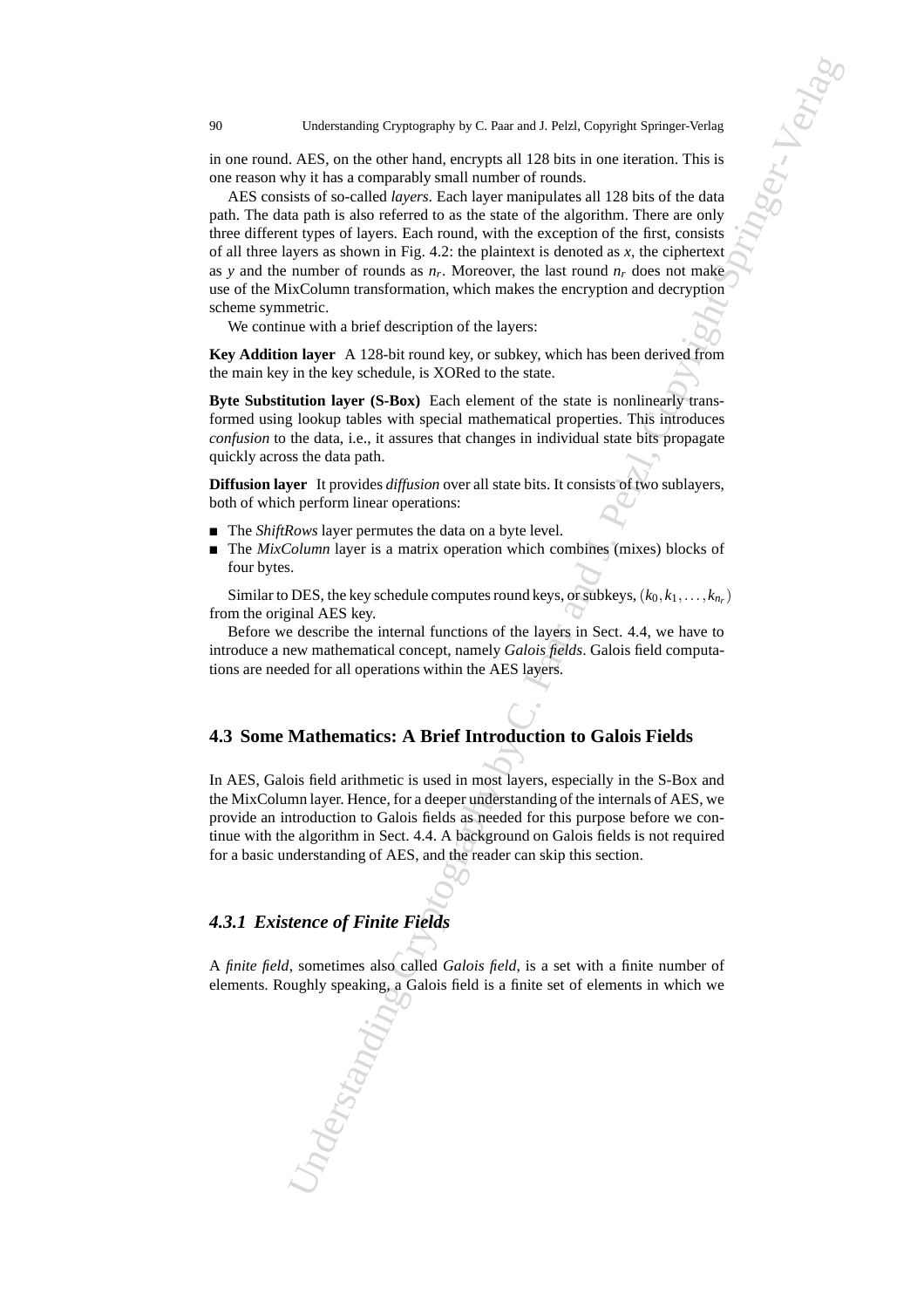in one round. AES, on the other hand, encrypts all 128 bits in one iteration. This is one reason why it has a comparably small number of rounds.

AES consists of so-called *layers*. Each layer manipulates all 128 bits of the data path. The data path is also referred to as the state of the algorithm. There are only three different types of layers. Each round, with the exception of the first, consists of all three layers as shown in Fig. 4.2: the plaintext is denoted as $x$, the ciphertext as $y$ and the number of rounds as $n_r$. Moreover, the last round $n_r$ does not make use of the MixColumn transformation, which makes the encryption and decryption scheme symmetric.

We continue with a brief description of the layers:

**Key Addition layer** A 128-bit round key, or subkey, which has been derived from the main key in the key schedule, is XORed to the state.

**Byte Substitution layer (S-Box)** Each element of the state is nonlinearly transformed using lookup tables with special mathematical properties. This introduces *confusion* to the data, i.e., it assures that changes in individual state bits propagate quickly across the data path.

**Diffusion layer** It provides *diffusion* over all state bits. It consists of two sublayers, both of which perform linear operations:

- The *ShiftRows* layer permutes the data on a byte level.
- The *MixColumn* layer is a matrix operation which combines (mixes) blocks of four bytes.

Similar to DES, the key schedule computes round keys, or subkeys, $(k_0, k_1, \ldots, k_{n_r})$ from the original AES key.

Before we describe the internal functions of the layers in Sect. 4.4, we have to introduce a new mathematical concept, namely *Galois fields*. Galois field computations are needed for all operations within the AES layers.

## 4.3 Some Mathematics: A Brief Introduction to Galois Fields

In AES, Galois field arithmetic is used in most layers, especially in the S-Box and the MixColumn layer. Hence, for a deeper understanding of the internals of AES, we provide an introduction to Galois fields as needed for this purpose before we continue with the algorithm in Sect. 4.4. A background on Galois fields is not required for a basic understanding of AES, and the reader can skip this section.

### *4.3.1 Existence of Finite Fields*

A *finite field*, sometimes also called *Galois field*, is a set with a finite number of elements. Roughly speaking, a Galois field is a finite set of elements in which we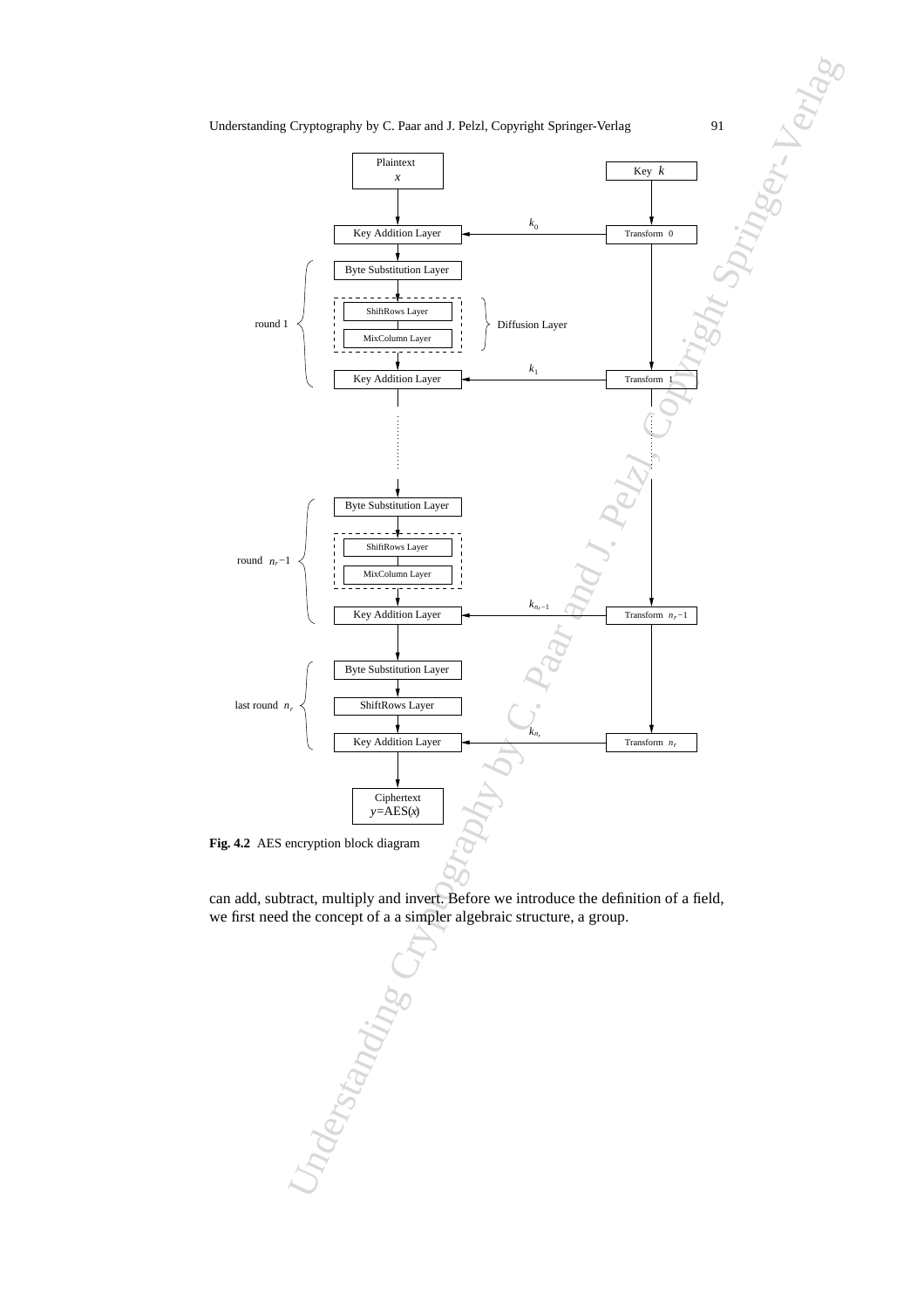**Fig. 4.2** AES encryption block diagram

can add, subtract, multiply and invert. Before we introduce the definition of a field, we first need the concept of a a simpler algebraic structure, a group.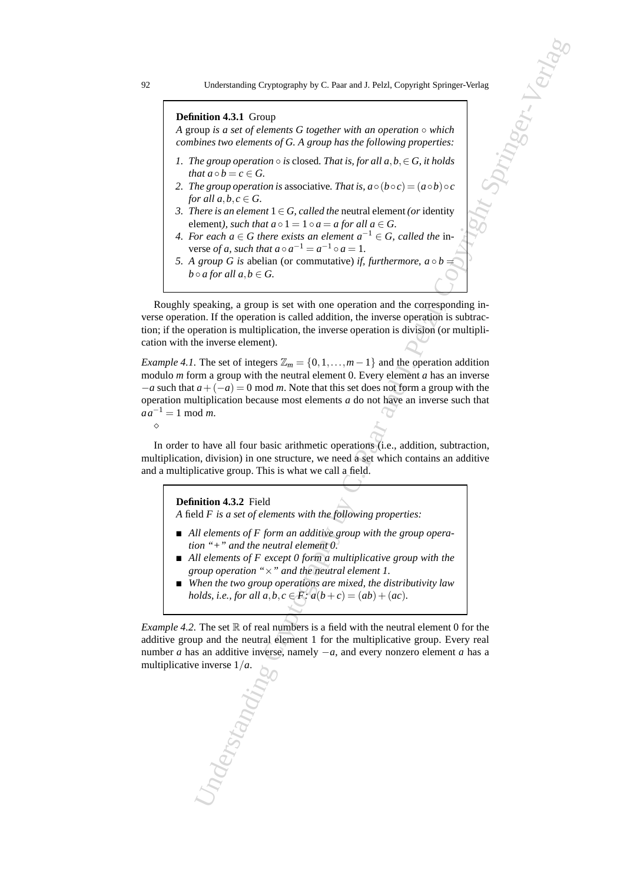**Definition 4.3.1** Group

*A* group *is a set of elements G together with an operation* $\circ$ *which combines two elements of G. A group has the following properties:*

1. *The group operation* $\circ$ *is* closed*. That is, for all* $a, b, \in G$*, it holds that* $a \circ b = c \in G$*.*
2. *The group operation is* associative*. That is,* $a \circ (b \circ c) = (a \circ b) \circ c$ *for all* $a, b, c \in G$*.*
3. *There is an element* $1 \in G$*, called the* neutral element *(or* identity element*), such that* $a \circ 1 = 1 \circ a = a$ *for all* $a \in G$*.*
4. *For each* $a \in G$ *there exists an element* $a^{-1} \in G$*, called the* inverse *of a, such that* $a \circ a^{-1} = a^{-1} \circ a = 1$*.*
5. *A group G is* abelian (or commutative) *if, furthermore,* $a \circ b = b \circ a$ *for all* $a, b \in G$*.*

Roughly speaking, a group is set with one operation and the corresponding inverse operation. If the operation is called addition, the inverse operation is subtraction; if the operation is multiplication, the inverse operation is division (or multiplication with the inverse element).

*Example 4.1.* The set of integers $\mathbb{Z}_m = \{0, 1, \ldots, m-1\}$ and the operation addition modulo $m$ form a group with the neutral element 0. Every element $a$ has an inverse $-a$ such that $a + (-a) = 0 \bmod m$. Note that this set does not form a group with the operation multiplication because most elements $a$ do not have an inverse such that $a\,a^{-1} = 1 \bmod m$.

$\diamond$

In order to have all four basic arithmetic operations (i.e., addition, subtraction, multiplication, division) in one structure, we need a set which contains an additive and a multiplicative group. This is what we call a field.

**Definition 4.3.2** Field

*A* field *F is a set of elements with the following properties:*

- *All elements of F form an additive group with the group operation "+" and the neutral element 0.*
- *All elements of F except 0 form a multiplicative group with the group operation "×" and the neutral element 1.*
- *When the two group operations are mixed, the distributivity law holds, i.e., for all* $a, b, c \in F$*:* $a(b + c) = (ab) + (ac)$*.*

*Example 4.2.* The set $\mathbb{R}$ of real numbers is a field with the neutral element 0 for the additive group and the neutral element 1 for the multiplicative group. Every real number $a$ has an additive inverse, namely $-a$, and every nonzero element $a$ has a multiplicative inverse $1/a$.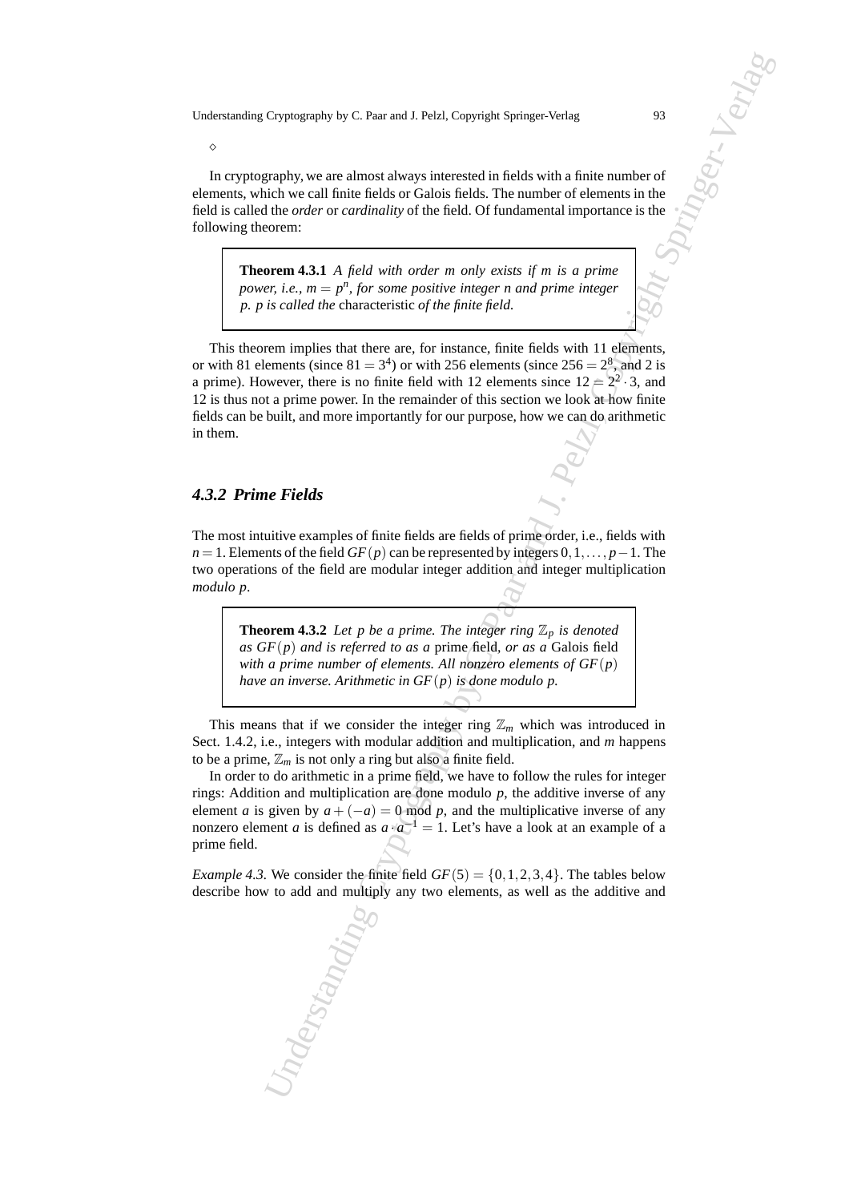◇

In cryptography, we are almost always interested in fields with a finite number of elements, which we call finite fields or Galois fields. The number of elements in the field is called the *order* or *cardinality* of the field. Of fundamental importance is the following theorem:

> **Theorem 4.3.1** *A field with order $m$ only exists if $m$ is a prime power, i.e., $m = p^n$, for some positive integer $n$ and prime integer $p$. $p$ is called the* characteristic *of the finite field.*

This theorem implies that there are, for instance, finite fields with 11 elements, or with 81 elements (since $81 = 3^4$) or with 256 elements (since $256 = 2^8$, and 2 is a prime). However, there is no finite field with 12 elements since $12 = 2^2 \cdot 3$, and 12 is thus not a prime power. In the remainder of this section we look at how finite fields can be built, and more importantly for our purpose, how we can do arithmetic in them.

### 4.3.2 Prime Fields

The most intuitive examples of finite fields are fields of prime order, i.e., fields with $n = 1$. Elements of the field $GF(p)$ can be represented by integers $0, 1, \ldots, p-1$. The two operations of the field are modular integer addition and integer multiplication *modulo* $p$.

> **Theorem 4.3.2** *Let $p$ be a prime. The integer ring $\mathbb{Z}_p$ is denoted as $GF(p)$ and is referred to as a* prime field, *or as a* Galois field *with a prime number of elements. All nonzero elements of $GF(p)$ have an inverse. Arithmetic in $GF(p)$ is done modulo $p$.*

This means that if we consider the integer ring $\mathbb{Z}_m$ which was introduced in Sect. 1.4.2, i.e., integers with modular addition and multiplication, and $m$ happens to be a prime, $\mathbb{Z}_m$ is not only a ring but also a finite field.

In order to do arithmetic in a prime field, we have to follow the rules for integer rings: Addition and multiplication are done modulo $p$, the additive inverse of any element $a$ is given by $a + (-a) = 0 \bmod p$, and the multiplicative inverse of any nonzero element $a$ is defined as $a \cdot a^{-1} = 1$. Let's have a look at an example of a prime field.

*Example 4.3.* We consider the finite field $GF(5) = \{0, 1, 2, 3, 4\}$. The tables below describe how to add and multiply any two elements, as well as the additive and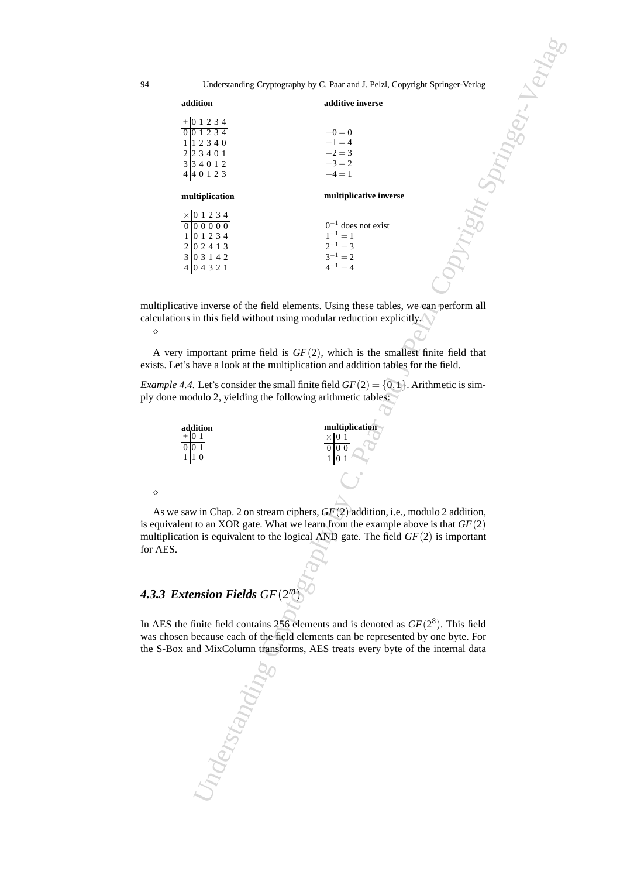**addition**

| + | 0 | 1 | 2 | 3 | 4 |
|---|---|---|---|---|---|
| 0 | 0 | 1 | 2 | 3 | 4 |
| 1 | 1 | 2 | 3 | 4 | 0 |
| 2 | 2 | 3 | 4 | 0 | 1 |
| 3 | 3 | 4 | 0 | 1 | 2 |
| 4 | 4 | 0 | 1 | 2 | 3 |

**additive inverse**

$-0 = 0$
$-1 = 4$
$-2 = 3$
$-3 = 2$
$-4 = 1$

**multiplication**

| × | 0 | 1 | 2 | 3 | 4 |
|---|---|---|---|---|---|
| 0 | 0 | 0 | 0 | 0 | 0 |
| 1 | 0 | 1 | 2 | 3 | 4 |
| 2 | 0 | 2 | 4 | 1 | 3 |
| 3 | 0 | 3 | 1 | 4 | 2 |
| 4 | 0 | 4 | 3 | 2 | 1 |

**multiplicative inverse**

$0^{-1}$ does not exist
$1^{-1} = 1$
$2^{-1} = 3$
$3^{-1} = 2$
$4^{-1} = 4$

multiplicative inverse of the field elements. Using these tables, we can perform all calculations in this field without using modular reduction explicitly.

◇

A very important prime field is $GF(2)$, which is the smallest finite field that exists. Let's have a look at the multiplication and addition tables for the field.

*Example 4.4.* Let's consider the small finite field $GF(2) = \{0, 1\}$. Arithmetic is simply done modulo 2, yielding the following arithmetic tables:

**addition**

| + | 0 | 1 |
|---|---|---|
| 0 | 0 | 1 |
| 1 | 1 | 0 |

**multiplication**

| × | 0 | 1 |
|---|---|---|
| 0 | 0 | 0 |
| 1 | 0 | 1 |

◇

As we saw in Chap. 2 on stream ciphers, $GF(2)$ addition, i.e., modulo 2 addition, is equivalent to an XOR gate. What we learn from the example above is that $GF(2)$ multiplication is equivalent to the logical AND gate. The field $GF(2)$ is important for AES.

### 4.3.3 Extension Fields $GF(2^m)$

In AES the finite field contains 256 elements and is denoted as $GF(2^8)$. This field was chosen because each of the field elements can be represented by one byte. For the S-Box and MixColumn transforms, AES treats every byte of the internal data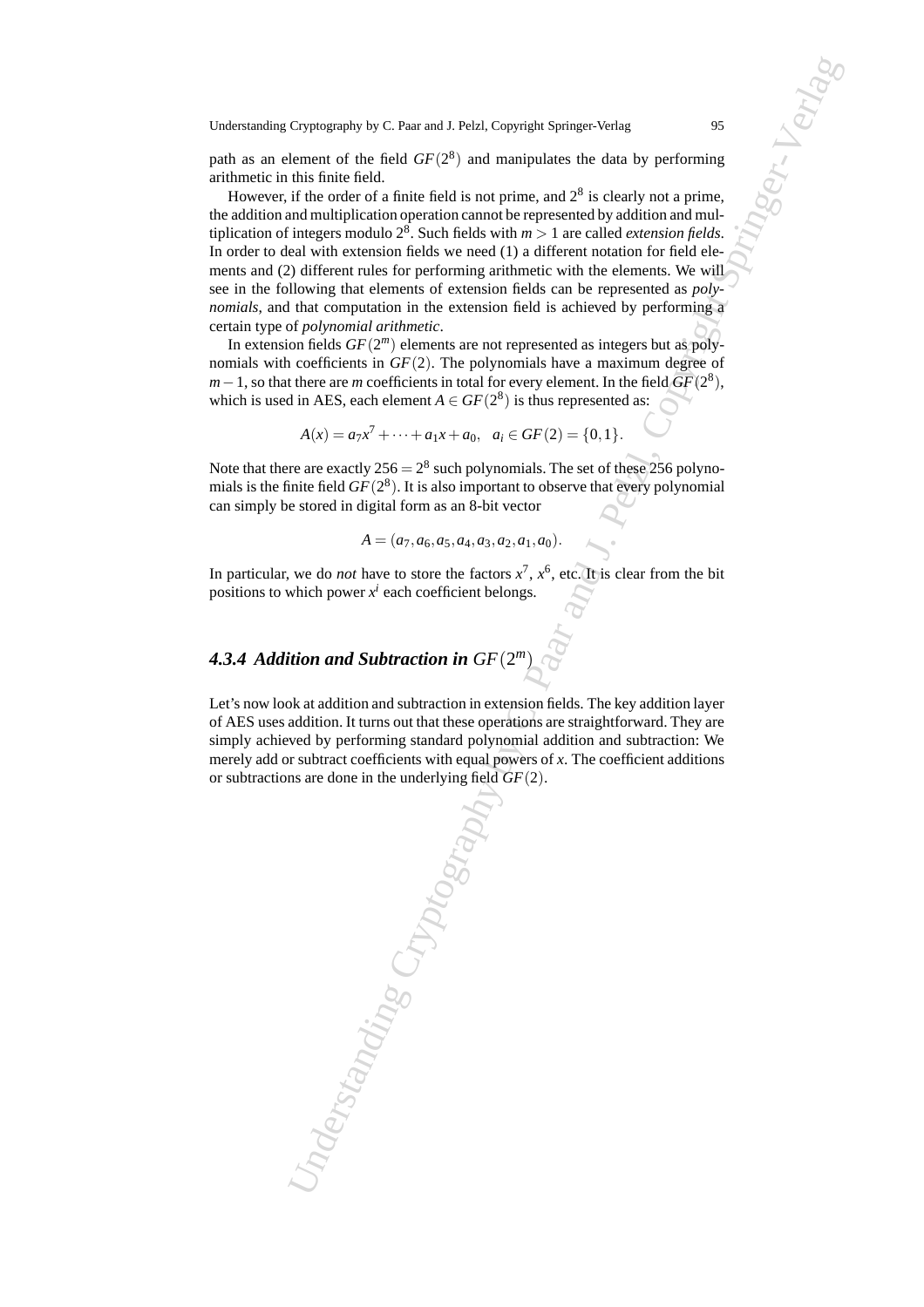path as an element of the field $GF(2^8)$ and manipulates the data by performing arithmetic in this finite field.

However, if the order of a finite field is not prime, and $2^8$ is clearly not a prime, the addition and multiplication operation cannot be represented by addition and multiplication of integers modulo $2^8$. Such fields with $m > 1$ are called *extension fields*. In order to deal with extension fields we need (1) a different notation for field elements and (2) different rules for performing arithmetic with the elements. We will see in the following that elements of extension fields can be represented as *polynomials*, and that computation in the extension field is achieved by performing a certain type of *polynomial arithmetic*.

In extension fields $GF(2^m)$ elements are not represented as integers but as polynomials with coefficients in $GF(2)$. The polynomials have a maximum degree of $m-1$, so that there are $m$ coefficients in total for every element. In the field $GF(2^8)$, which is used in AES, each element $A \in GF(2^8)$ is thus represented as:

$$A(x) = a_7x^7 + \cdots + a_1x + a_0, \quad a_i \in GF(2) = \{0, 1\}.$$

Note that there are exactly $256 = 2^8$ such polynomials. The set of these 256 polynomials is the finite field $GF(2^8)$. It is also important to observe that every polynomial can simply be stored in digital form as an 8-bit vector

$$A = (a_7, a_6, a_5, a_4, a_3, a_2, a_1, a_0).$$

In particular, we do *not* have to store the factors $x^7$, $x^6$, etc. It is clear from the bit positions to which power $x^i$ each coefficient belongs.

### 4.3.4 Addition and Subtraction in $GF(2^m)$

Let's now look at addition and subtraction in extension fields. The key addition layer of AES uses addition. It turns out that these operations are straightforward. They are simply achieved by performing standard polynomial addition and subtraction: We merely add or subtract coefficients with equal powers of $x$. The coefficient additions or subtractions are done in the underlying field $GF(2)$.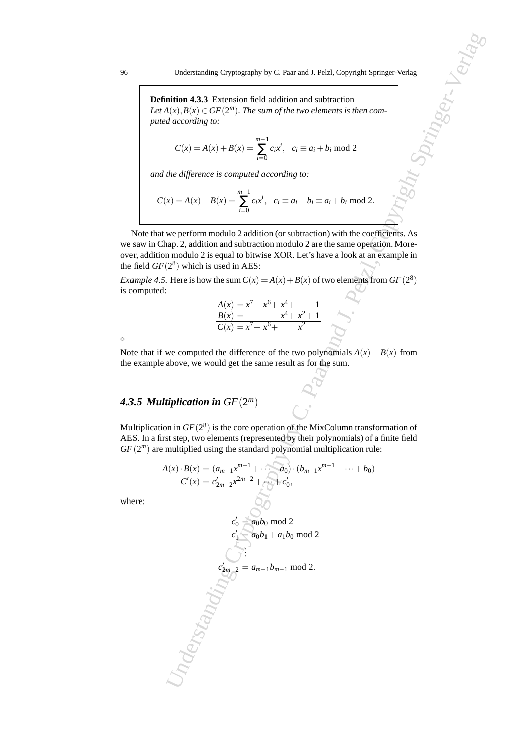**Definition 4.3.3** Extension field addition and subtraction
*Let $A(x), B(x) \in GF(2^m)$. The sum of the two elements is then computed according to:*

$$C(x) = A(x) + B(x) = \sum_{i=0}^{m-1} c_i x^i, \quad c_i \equiv a_i + b_i \bmod 2$$

*and the difference is computed according to:*

$$C(x) = A(x) - B(x) = \sum_{i=0}^{m-1} c_i x^i, \quad c_i \equiv a_i - b_i \equiv a_i + b_i \bmod 2.$$

Note that we perform modulo 2 addition (or subtraction) with the coefficients. As we saw in Chap. 2, addition and subtraction modulo 2 are the same operation. Moreover, addition modulo 2 is equal to bitwise XOR. Let's have a look at an example in the field $GF(2^8)$ which is used in AES:

*Example 4.5.* Here is how the sum $C(x) = A(x) + B(x)$ of two elements from $GF(2^8)$ is computed:

$$\begin{array}{l} A(x) = x^7 + x^6 + x^4 + 1 \\ B(x) = x^4 + x^2 + 1 \\ \hline C(x) = x^7 + x^6 + x^2 \end{array}$$

$\diamond$

Note that if we computed the difference of the two polynomials $A(x) - B(x)$ from the example above, we would get the same result as for the sum.

### *4.3.5 Multiplication in $GF(2^m)$*

Multiplication in $GF(2^8)$ is the core operation of the MixColumn transformation of AES. In a first step, two elements (represented by their polynomials) of a finite field $GF(2^m)$ are multiplied using the standard polynomial multiplication rule:

$$A(x) \cdot B(x) = (a_{m-1}x^{m-1} + \cdots + a_0) \cdot (b_{m-1}x^{m-1} + \cdots + b_0)$$
$$C'(x) = c'_{2m-2}x^{2m-2} + \cdots + c'_0,$$

where:

$$\begin{aligned} c'_0 &= a_0 b_0 \bmod 2 \\ c'_1 &= a_0 b_1 + a_1 b_0 \bmod 2 \\ &\vdots \\ c'_{2m-2} &= a_{m-1} b_{m-1} \bmod 2. \end{aligned}$$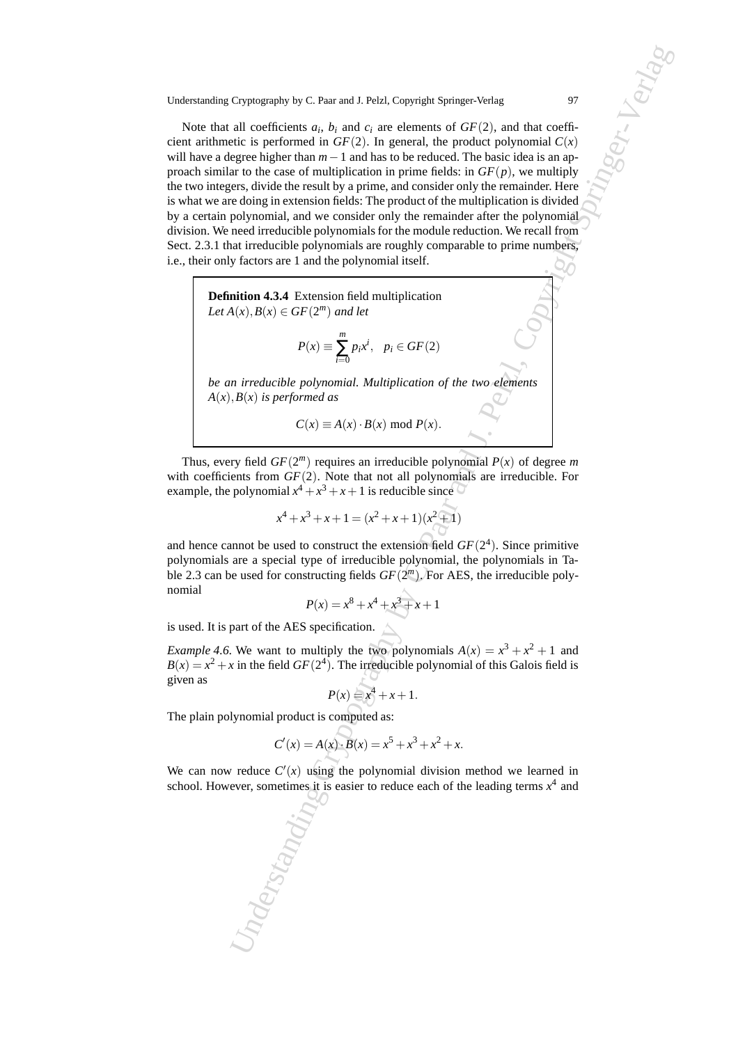Note that all coefficients $a_i$, $b_i$ and $c_i$ are elements of $GF(2)$, and that coefficient arithmetic is performed in $GF(2)$. In general, the product polynomial $C(x)$ will have a degree higher than $m-1$ and has to be reduced. The basic idea is an approach similar to the case of multiplication in prime fields: in $GF(p)$, we multiply the two integers, divide the result by a prime, and consider only the remainder. Here is what we are doing in extension fields: The product of the multiplication is divided by a certain polynomial, and we consider only the remainder after the polynomial division. We need irreducible polynomials for the module reduction. We recall from Sect. 2.3.1 that irreducible polynomials are roughly comparable to prime numbers, i.e., their only factors are 1 and the polynomial itself.

> **Definition 4.3.4** Extension field multiplication
> *Let $A(x), B(x) \in GF(2^m)$ and let*
>
> $$P(x) \equiv \sum_{i=0}^{m} p_i x^i, \quad p_i \in GF(2)$$
>
> *be an irreducible polynomial. Multiplication of the two elements $A(x), B(x)$ is performed as*
>
> $$C(x) \equiv A(x) \cdot B(x) \bmod P(x).$$

Thus, every field $GF(2^m)$ requires an irreducible polynomial $P(x)$ of degree $m$ with coefficients from $GF(2)$. Note that not all polynomials are irreducible. For example, the polynomial $x^4+x^3+x+1$ is reducible since

$$x^4+x^3+x+1 = (x^2+x+1)(x^2+1)$$

and hence cannot be used to construct the extension field $GF(2^4)$. Since primitive polynomials are a special type of irreducible polynomial, the polynomials in Table 2.3 can be used for constructing fields $GF(2^m)$. For AES, the irreducible polynomial

$$P(x) = x^8+x^4+x^3+x+1$$

is used. It is part of the AES specification.

*Example 4.6.* We want to multiply the two polynomials $A(x) = x^3+x^2+1$ and $B(x) = x^2+x$ in the field $GF(2^4)$. The irreducible polynomial of this Galois field is given as

$$P(x) = x^4+x+1.$$

The plain polynomial product is computed as:

$$C'(x) = A(x) \cdot B(x) = x^5+x^3+x^2+x.$$

We can now reduce $C'(x)$ using the polynomial division method we learned in school. However, sometimes it is easier to reduce each of the leading terms $x^4$ and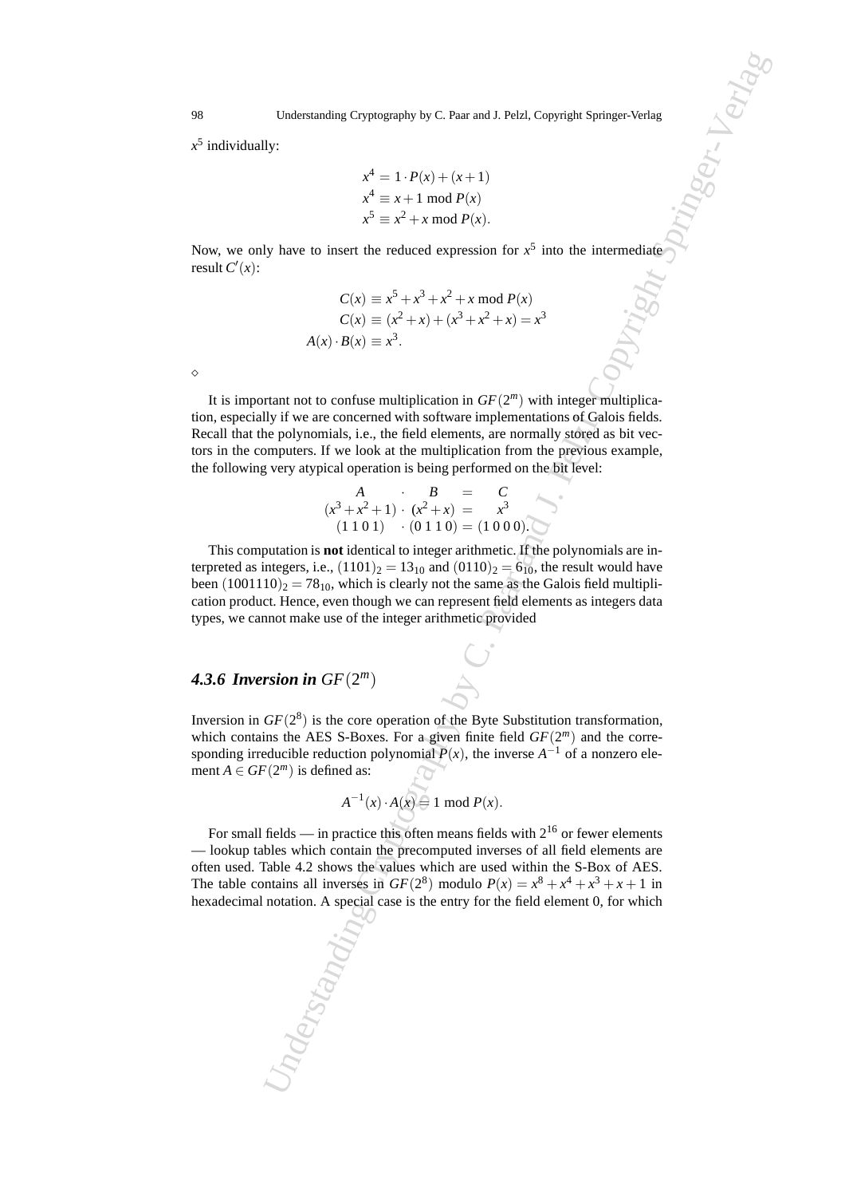$x^5$ individually:

$$x^4 = 1 \cdot P(x) + (x+1)$$
$$x^4 \equiv x+1 \bmod P(x)$$
$$x^5 \equiv x^2 + x \bmod P(x).$$

Now, we only have to insert the reduced expression for $x^5$ into the intermediate result $C'(x)$:

$$C(x) \equiv x^5 + x^3 + x^2 + x \bmod P(x)$$
$$C(x) \equiv (x^2 + x) + (x^3 + x^2 + x) = x^3$$
$$A(x) \cdot B(x) \equiv x^3.$$

$\diamond$

It is important not to confuse multiplication in $GF(2^m)$ with integer multiplication, especially if we are concerned with software implementations of Galois fields. Recall that the polynomials, i.e., the field elements, are normally stored as bit vectors in the computers. If we look at the multiplication from the previous example, the following very atypical operation is being performed on the bit level:

$$\begin{array}{ccccc} A & \cdot & B & = & C \\ (x^3+x^2+1) & \cdot & (x^2+x) & = & x^3 \\ (1\,1\,0\,1) & \cdot & (0\,1\,1\,0) & = & (1\,0\,0\,0). \end{array}$$

This computation is **not** identical to integer arithmetic. If the polynomials are interpreted as integers, i.e., $(1101)_2 = 13_{10}$ and $(0110)_2 = 6_{10}$, the result would have been $(1001110)_2 = 78_{10}$, which is clearly not the same as the Galois field multiplication product. Hence, even though we can represent field elements as integers data types, we cannot make use of the integer arithmetic provided

### *4.3.6 Inversion in $GF(2^m)$*

Inversion in $GF(2^8)$ is the core operation of the Byte Substitution transformation, which contains the AES S-Boxes. For a given finite field $GF(2^m)$ and the corresponding irreducible reduction polynomial $P(x)$, the inverse $A^{-1}$ of a nonzero element $A \in GF(2^m)$ is defined as:

$$A^{-1}(x) \cdot A(x) \equiv 1 \bmod P(x).$$

For small fields — in practice this often means fields with $2^{16}$ or fewer elements — lookup tables which contain the precomputed inverses of all field elements are often used. Table 4.2 shows the values which are used within the S-Box of AES. The table contains all inverses in $GF(2^8)$ modulo $P(x) = x^8 + x^4 + x^3 + x + 1$ in hexadecimal notation. A special case is the entry for the field element 0, for which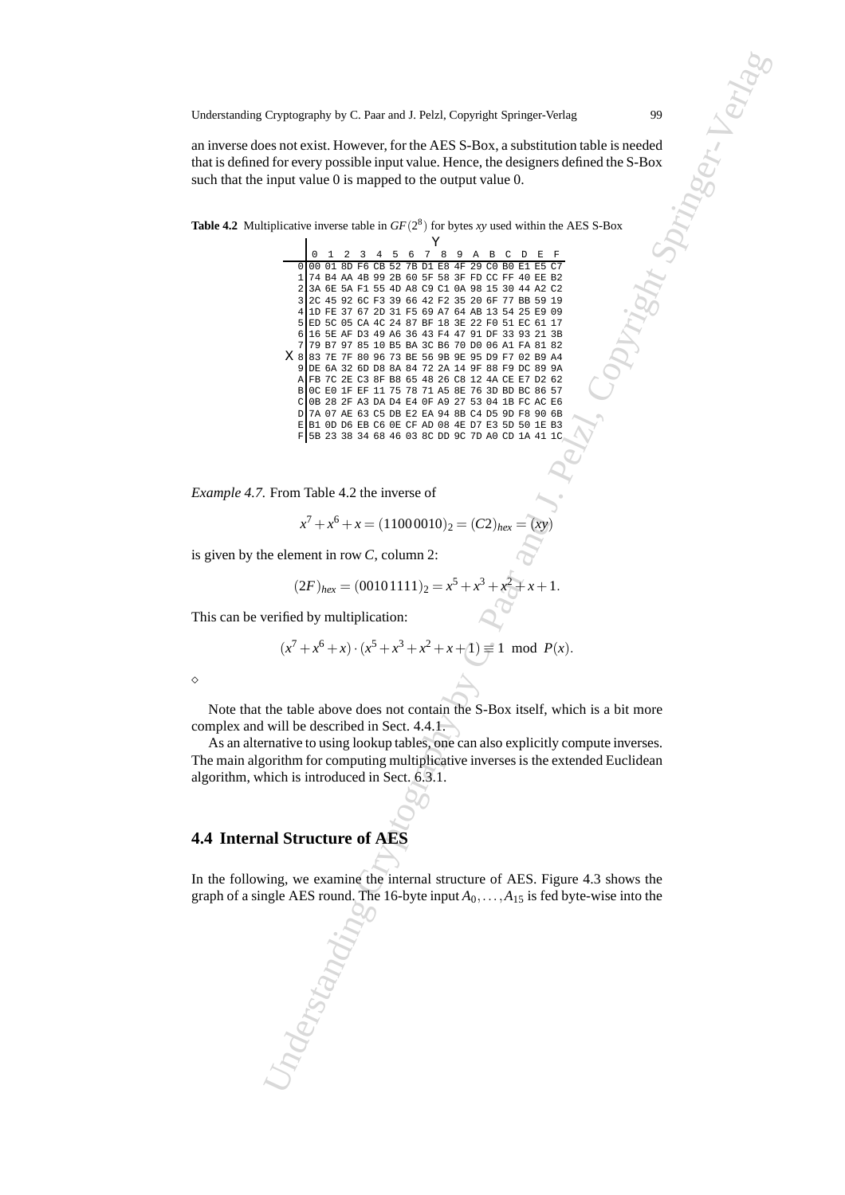an inverse does not exist. However, for the AES S-Box, a substitution table is needed that is defined for every possible input value. Hence, the designers defined the S-Box such that the input value 0 is mapped to the output value 0.

**Table 4.2** Multiplicative inverse table in $GF(2^8)$ for bytes $xy$ used within the AES S-Box

| X \ Y | 0 | 1 | 2 | 3 | 4 | 5 | 6 | 7 | 8 | 9 | A | B | C | D | E | F |
|---|---|---|---|---|---|---|---|---|---|---|---|---|---|---|---|---|
| 0 | 00 | 01 | 8D | F6 | CB | 52 | 7B | D1 | E8 | 4F | 29 | C0 | B0 | E1 | E5 | C7 |
| 1 | 74 | B4 | AA | 4B | 99 | 2B | 60 | 5F | 58 | 3F | FD | CC | FF | 40 | EE | B2 |
| 2 | 3A | 6E | 5A | F1 | 55 | 4D | A8 | C9 | C1 | 0A | 98 | 15 | 30 | 44 | A2 | C2 |
| 3 | 2C | 45 | 92 | 6C | F3 | 39 | 66 | 42 | F2 | 35 | 20 | 6F | 77 | BB | 59 | 19 |
| 4 | 1D | FE | 37 | 67 | 2D | 31 | F5 | 69 | A7 | 64 | AB | 13 | 54 | 25 | E9 | 09 |
| 5 | ED | 5C | 05 | CA | 4C | 24 | 87 | BF | 18 | 3E | 22 | F0 | 51 | EC | 61 | 17 |
| 6 | 16 | 5E | AF | D3 | 49 | A6 | 36 | 43 | F4 | 47 | 91 | DF | 33 | 93 | 21 | 3B |
| 7 | 79 | B7 | 97 | 85 | 10 | B5 | BA | 3C | B6 | 70 | D0 | 06 | A1 | FA | 81 | 82 |
| 8 | 83 | 7E | 7F | 80 | 96 | 73 | BE | 56 | 9B | 9E | 95 | D9 | F7 | 02 | B9 | A4 |
| 9 | DE | 6A | 32 | 6D | D8 | 8A | 84 | 72 | 2A | 14 | 9F | 88 | F9 | DC | 89 | 9A |
| A | FB | 7C | 2E | C3 | 8F | B8 | 65 | 48 | 26 | C8 | 12 | 4A | CE | E7 | D2 | 62 |
| B | 0C | E0 | 1F | EF | 11 | 75 | 78 | 71 | A5 | 8E | 76 | 3D | BD | BC | 86 | 57 |
| C | 0B | 28 | 2F | A3 | DA | D4 | E4 | 0F | A9 | 27 | 53 | 04 | 1B | FC | AC | E6 |
| D | 7A | 07 | AE | 63 | C5 | DB | E2 | EA | 94 | 8B | C4 | D5 | 9D | F8 | 90 | 6B |
| E | B1 | 0D | D6 | EB | C6 | 0E | CF | AD | 08 | 4E | D7 | E3 | 5D | 50 | 1E | B3 |
| F | 5B | 23 | 38 | 34 | 68 | 46 | 03 | 8C | DD | 9C | 7D | A0 | CD | 1A | 41 | 1C |

*Example 4.7.* From Table 4.2 the inverse of

$$x^7 + x^6 + x = (1100\,0010)_2 = (C2)_{hex} = (xy)$$

is given by the element in row $C$, column 2:

$$(2F)_{hex} = (0010\,1111)_2 = x^5 + x^3 + x^2 + x + 1.$$

This can be verified by multiplication:

$$(x^7 + x^6 + x) \cdot (x^5 + x^3 + x^2 + x + 1) \equiv 1 \mod P(x).$$

$\diamond$

Note that the table above does not contain the S-Box itself, which is a bit more complex and will be described in Sect. 4.4.1.

As an alternative to using lookup tables, one can also explicitly compute inverses. The main algorithm for computing multiplicative inverses is the extended Euclidean algorithm, which is introduced in Sect. 6.3.1.

## 4.4 Internal Structure of AES

In the following, we examine the internal structure of AES. Figure 4.3 shows the graph of a single AES round. The 16-byte input $A_0, \ldots, A_{15}$ is fed byte-wise into the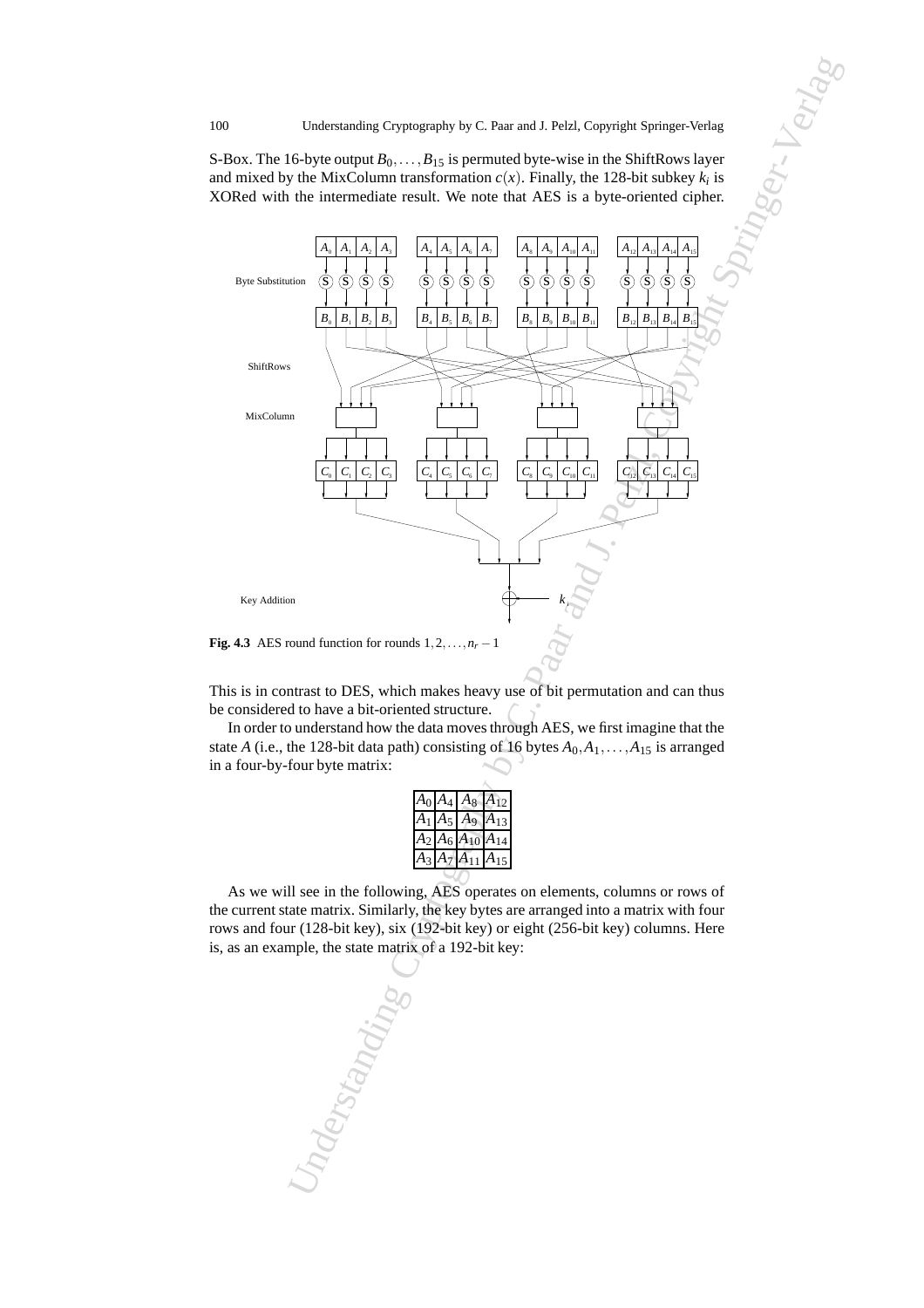S-Box. The 16-byte output $B_0, \ldots, B_{15}$ is permuted byte-wise in the ShiftRows layer and mixed by the MixColumn transformation $c(x)$. Finally, the 128-bit subkey $k_i$ is XORed with the intermediate result. We note that AES is a byte-oriented cipher.

**Fig. 4.3** AES round function for rounds $1, 2, \ldots, n_r - 1$

This is in contrast to DES, which makes heavy use of bit permutation and can thus be considered to have a bit-oriented structure.

In order to understand how the data moves through AES, we first imagine that the state $A$ (i.e., the 128-bit data path) consisting of 16 bytes $A_0, A_1, \ldots, A_{15}$ is arranged in a four-by-four byte matrix:

| | | | |
|---|---|---|---|
| $A_0$ | $A_4$ | $A_8$ | $A_{12}$ |
| $A_1$ | $A_5$ | $A_9$ | $A_{13}$ |
| $A_2$ | $A_6$ | $A_{10}$ | $A_{14}$ |
| $A_3$ | $A_7$ | $A_{11}$ | $A_{15}$ |

As we will see in the following, AES operates on elements, columns or rows of the current state matrix. Similarly, the key bytes are arranged into a matrix with four rows and four (128-bit key), six (192-bit key) or eight (256-bit key) columns. Here is, as an example, the state matrix of a 192-bit key: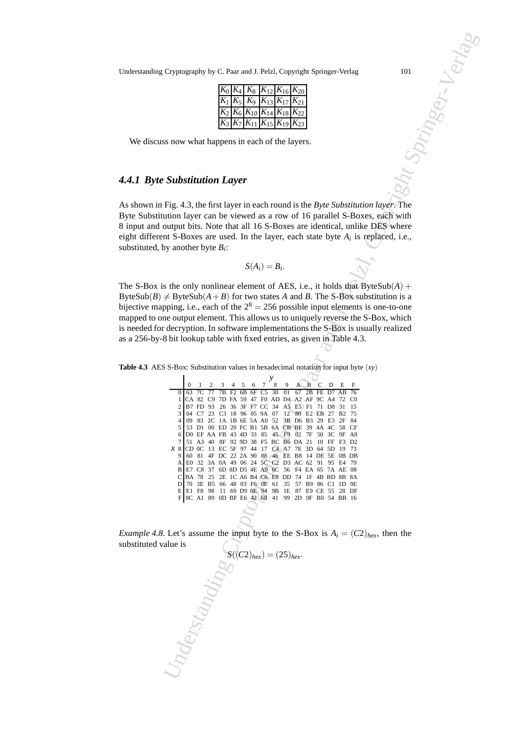| $K_0$ | $K_4$ | $K_8$ | $K_{12}$ | $K_{16}$ | $K_{20}$ |
|---|---|---|---|---|---|
| $K_1$ | $K_5$ | $K_9$ | $K_{13}$ | $K_{17}$ | $K_{21}$ |
| $K_2$ | $K_6$ | $K_{10}$ | $K_{14}$ | $K_{18}$ | $K_{22}$ |
| $K_3$ | $K_7$ | $K_{11}$ | $K_{15}$ | $K_{19}$ | $K_{23}$ |

We discuss now what happens in each of the layers.

### *4.4.1 Byte Substitution Layer*

As shown in Fig. 4.3, the first layer in each round is the *Byte Substitution layer*. The Byte Substitution layer can be viewed as a row of 16 parallel S-Boxes, each with 8 input and output bits. Note that all 16 S-Boxes are identical, unlike DES where eight different S-Boxes are used. In the layer, each state byte $A_i$ is replaced, i.e., substituted, by another byte $B_i$:

$$S(A_i) = B_i.$$

The S-Box is the only nonlinear element of AES, i.e., it holds that $\text{ByteSub}(A) + \text{ByteSub}(B) \neq \text{ByteSub}(A+B)$ for two states $A$ and $B$. The S-Box substitution is a bijective mapping, i.e., each of the $2^8 = 256$ possible input elements is one-to-one mapped to one output element. This allows us to uniquely reverse the S-Box, which is needed for decryption. In software implementations the S-Box is usually realized as a 256-by-8 bit lookup table with fixed entries, as given in Table 4.3.

**Table 4.3** AES S-Box: Substitution values in hexadecimal notation for input byte $(xy)$

| $x$ \ $y$ | 0 | 1 | 2 | 3 | 4 | 5 | 6 | 7 | 8 | 9 | A | B | C | D | E | F |
|---|---|---|---|---|---|---|---|---|---|---|---|---|---|---|---|---|
| 0 | 63 | 7C | 77 | 7B | F2 | 6B | 6F | C5 | 30 | 01 | 67 | 2B | FE | D7 | AB | 76 |
| 1 | CA | 82 | C9 | 7D | FA | 59 | 47 | F0 | AD | D4 | A2 | AF | 9C | A4 | 72 | C0 |
| 2 | B7 | FD | 93 | 26 | 36 | 3F | F7 | CC | 34 | A5 | E5 | F1 | 71 | D8 | 31 | 15 |
| 3 | 04 | C7 | 23 | C3 | 18 | 96 | 05 | 9A | 07 | 12 | 80 | E2 | EB | 27 | B2 | 75 |
| 4 | 09 | 83 | 2C | 1A | 1B | 6E | 5A | A0 | 52 | 3B | D6 | B3 | 29 | E3 | 2F | 84 |
| 5 | 53 | D1 | 00 | ED | 20 | FC | B1 | 5B | 6A | CB | BE | 39 | 4A | 4C | 58 | CF |
| 6 | D0 | EF | AA | FB | 43 | 4D | 33 | 85 | 45 | F9 | 02 | 7F | 50 | 3C | 9F | A8 |
| 7 | 51 | A3 | 40 | 8F | 92 | 9D | 38 | F5 | BC | B6 | DA | 21 | 10 | FF | F3 | D2 |
| 8 | CD | 0C | 13 | EC | 5F | 97 | 44 | 17 | C4 | A7 | 7E | 3D | 64 | 5D | 19 | 73 |
| 9 | 60 | 81 | 4F | DC | 22 | 2A | 90 | 88 | 46 | EE | B8 | 14 | DE | 5E | 0B | DB |
| A | E0 | 32 | 3A | 0A | 49 | 06 | 24 | 5C | C2 | D3 | AC | 62 | 91 | 95 | E4 | 79 |
| B | E7 | C8 | 37 | 6D | 8D | D5 | 4E | A9 | 6C | 56 | F4 | EA | 65 | 7A | AE | 08 |
| C | BA | 78 | 25 | 2E | 1C | A6 | B4 | C6 | E8 | DD | 74 | 1F | 4B | BD | 8B | 8A |
| D | 70 | 3E | B5 | 66 | 48 | 03 | F6 | 0E | 61 | 35 | 57 | B9 | 86 | C1 | 1D | 9E |
| E | E1 | F8 | 98 | 11 | 69 | D9 | 8E | 94 | 9B | 1E | 87 | E9 | CE | 55 | 28 | DF |
| F | 8C | A1 | 89 | 0D | BF | E6 | 42 | 68 | 41 | 99 | 2D | 0F | B0 | 54 | BB | 16 |

*Example 4.8.* Let's assume the input byte to the S-Box is $A_i = (C2)_{hex}$, then the substituted value is

$$S((C2)_{hex}) = (25)_{hex}.$$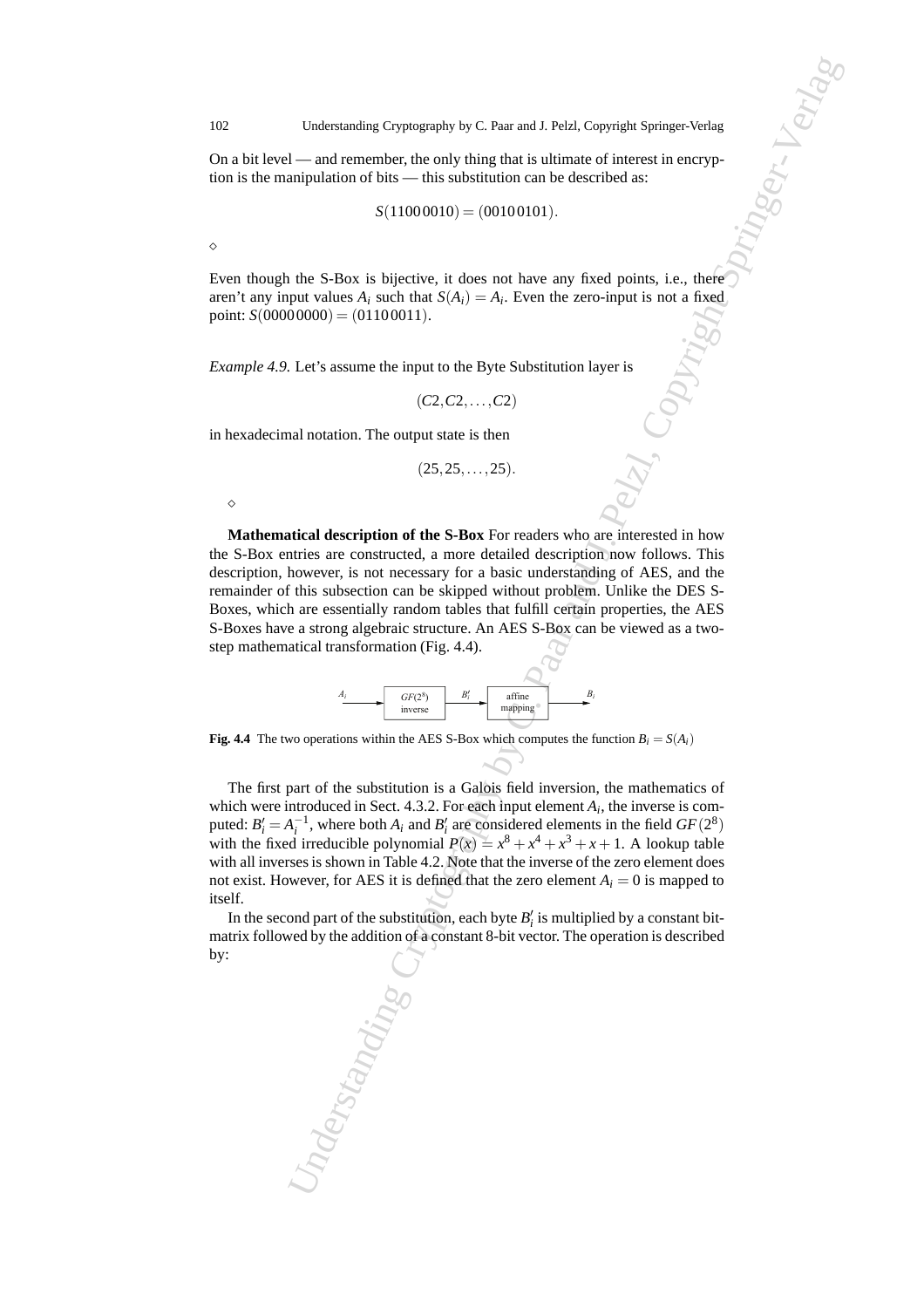On a bit level — and remember, the only thing that is ultimate of interest in encryption is the manipulation of bits — this substitution can be described as:

$$S(1100\,0010) = (0010\,0101).$$

◇

Even though the S-Box is bijective, it does not have any fixed points, i.e., there aren't any input values $A_i$ such that $S(A_i) = A_i$. Even the zero-input is not a fixed point: $S(0000\,0000) = (0110\,0011)$.

*Example 4.9.* Let's assume the input to the Byte Substitution layer is

$$(C2, C2, \ldots, C2)$$

in hexadecimal notation. The output state is then

$$(25, 25, \ldots, 25).$$

◇

**Mathematical description of the S-Box** For readers who are interested in how the S-Box entries are constructed, a more detailed description now follows. This description, however, is not necessary for a basic understanding of AES, and the remainder of this subsection can be skipped without problem. Unlike the DES S-Boxes, which are essentially random tables that fulfill certain properties, the AES S-Boxes have a strong algebraic structure. An AES S-Box can be viewed as a two-step mathematical transformation (Fig. 4.4).

$A_i$ → $GF(2^8)$ inverse → $B'_i$ → affine mapping → $B_i$

**Fig. 4.4** The two operations within the AES S-Box which computes the function $B_i = S(A_i)$

The first part of the substitution is a Galois field inversion, the mathematics of which were introduced in Sect. 4.3.2. For each input element $A_i$, the inverse is computed: $B'_i = A_i^{-1}$, where both $A_i$ and $B'_i$ are considered elements in the field $GF(2^8)$ with the fixed irreducible polynomial $P(x) = x^8 + x^4 + x^3 + x + 1$. A lookup table with all inverses is shown in Table 4.2. Note that the inverse of the zero element does not exist. However, for AES it is defined that the zero element $A_i = 0$ is mapped to itself.

In the second part of the substitution, each byte $B'_i$ is multiplied by a constant bit-matrix followed by the addition of a constant 8-bit vector. The operation is described by: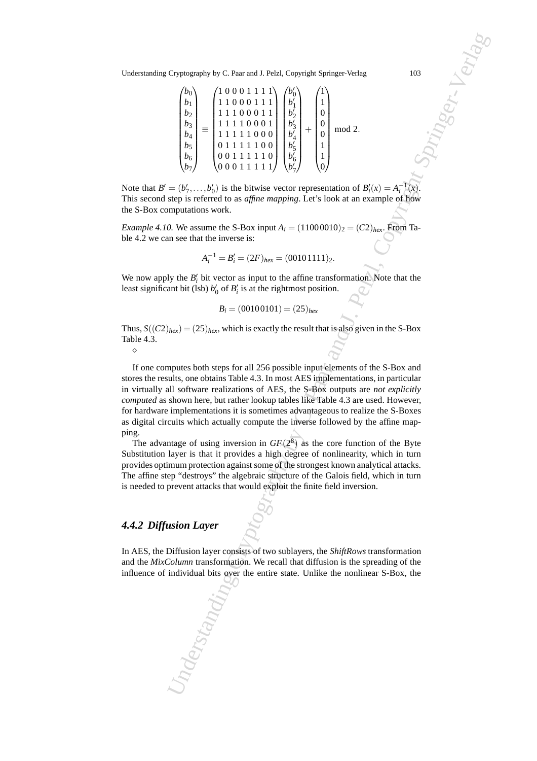$$
\begin{pmatrix} b_0 \\ b_1 \\ b_2 \\ b_3 \\ b_4 \\ b_5 \\ b_6 \\ b_7 \end{pmatrix} \equiv \begin{pmatrix} 1&0&0&0&1&1&1&1 \\ 1&1&0&0&0&1&1&1 \\ 1&1&1&0&0&0&1&1 \\ 1&1&1&1&0&0&0&1 \\ 1&1&1&1&1&0&0&0 \\ 0&1&1&1&1&1&0&0 \\ 0&0&1&1&1&1&1&0 \\ 0&0&0&1&1&1&1&1 \end{pmatrix} \begin{pmatrix} b'_0 \\ b'_1 \\ b'_2 \\ b'_3 \\ b'_4 \\ b'_5 \\ b'_6 \\ b'_7 \end{pmatrix} + \begin{pmatrix} 1 \\ 1 \\ 0 \\ 0 \\ 0 \\ 1 \\ 1 \\ 0 \end{pmatrix} \bmod 2.
$$

Note that $B' = (b'_7, \ldots, b'_0)$ is the bitwise vector representation of $B'_i(x) = A_i^{-1}(x)$. This second step is referred to as *affine mapping*. Let's look at an example of how the S-Box computations work.

*Example 4.10.* We assume the S-Box input $A_i = (1100\,0010)_2 = (C2)_{hex}$. From Table 4.2 we can see that the inverse is:

$$A_i^{-1} = B'_i = (2F)_{hex} = (0010\,1111)_2.$$

We now apply the $B'_i$ bit vector as input to the affine transformation. Note that the least significant bit (lsb) $b'_0$ of $B'_i$ is at the rightmost position.

$$B_i = (0010\,0101) = (25)_{hex}$$

Thus, $S((C2)_{hex}) = (25)_{hex}$, which is exactly the result that is also given in the S-Box Table 4.3.

$\diamond$

If one computes both steps for all 256 possible input elements of the S-Box and stores the results, one obtains Table 4.3. In most AES implementations, in particular in virtually all software realizations of AES, the S-Box outputs are *not explicitly computed* as shown here, but rather lookup tables like Table 4.3 are used. However, for hardware implementations it is sometimes advantageous to realize the S-Boxes as digital circuits which actually compute the inverse followed by the affine mapping.

The advantage of using inversion in $GF(2^8)$ as the core function of the Byte Substitution layer is that it provides a high degree of nonlinearity, which in turn provides optimum protection against some of the strongest known analytical attacks. The affine step "destroys" the algebraic structure of the Galois field, which in turn is needed to prevent attacks that would exploit the finite field inversion.

### *4.4.2 Diffusion Layer*

In AES, the Diffusion layer consists of two sublayers, the *ShiftRows* transformation and the *MixColumn* transformation. We recall that diffusion is the spreading of the influence of individual bits over the entire state. Unlike the nonlinear S-Box, the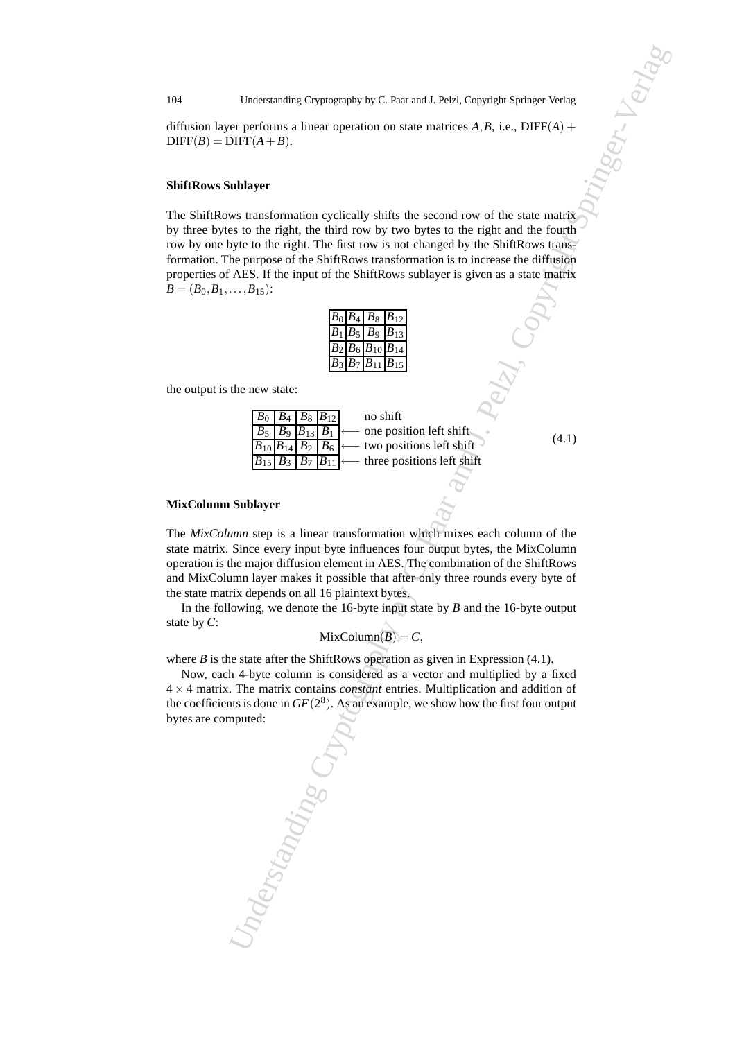diffusion layer performs a linear operation on state matrices $A, B$, i.e., $\mathrm{DIFF}(A) + \mathrm{DIFF}(B) = \mathrm{DIFF}(A+B)$.

**ShiftRows Sublayer**

The ShiftRows transformation cyclically shifts the second row of the state matrix by three bytes to the right, the third row by two bytes to the right and the fourth row by one byte to the right. The first row is not changed by the ShiftRows transformation. The purpose of the ShiftRows transformation is to increase the diffusion properties of AES. If the input of the ShiftRows sublayer is given as a state matrix $B = (B_0, B_1, \ldots, B_{15})$:

| | | | |
|---|---|---|---|
| $B_0$ | $B_4$ | $B_8$ | $B_{12}$ |
| $B_1$ | $B_5$ | $B_9$ | $B_{13}$ |
| $B_2$ | $B_6$ | $B_{10}$ | $B_{14}$ |
| $B_3$ | $B_7$ | $B_{11}$ | $B_{15}$ |

the output is the new state:

| | | | | |
|---|---|---|---|---|
| $B_0$ | $B_4$ | $B_8$ | $B_{12}$ | no shift |
| $B_5$ | $B_9$ | $B_{13}$ | $B_1$ | $\longleftarrow$ one position left shift |
| $B_{10}$ | $B_{14}$ | $B_2$ | $B_6$ | $\longleftarrow$ two positions left shift |
| $B_{15}$ | $B_3$ | $B_7$ | $B_{11}$ | $\longleftarrow$ three positions left shift |

(4.1)

**MixColumn Sublayer**

The *MixColumn* step is a linear transformation which mixes each column of the state matrix. Since every input byte influences four output bytes, the MixColumn operation is the major diffusion element in AES. The combination of the ShiftRows and MixColumn layer makes it possible that after only three rounds every byte of the state matrix depends on all 16 plaintext bytes.

In the following, we denote the 16-byte input state by $B$ and the 16-byte output state by $C$:

$$\mathrm{MixColumn}(B) = C,$$

where $B$ is the state after the ShiftRows operation as given in Expression (4.1).

Now, each 4-byte column is considered as a vector and multiplied by a fixed $4 \times 4$ matrix. The matrix contains *constant* entries. Multiplication and addition of the coefficients is done in $GF(2^8)$. As an example, we show how the first four output bytes are computed: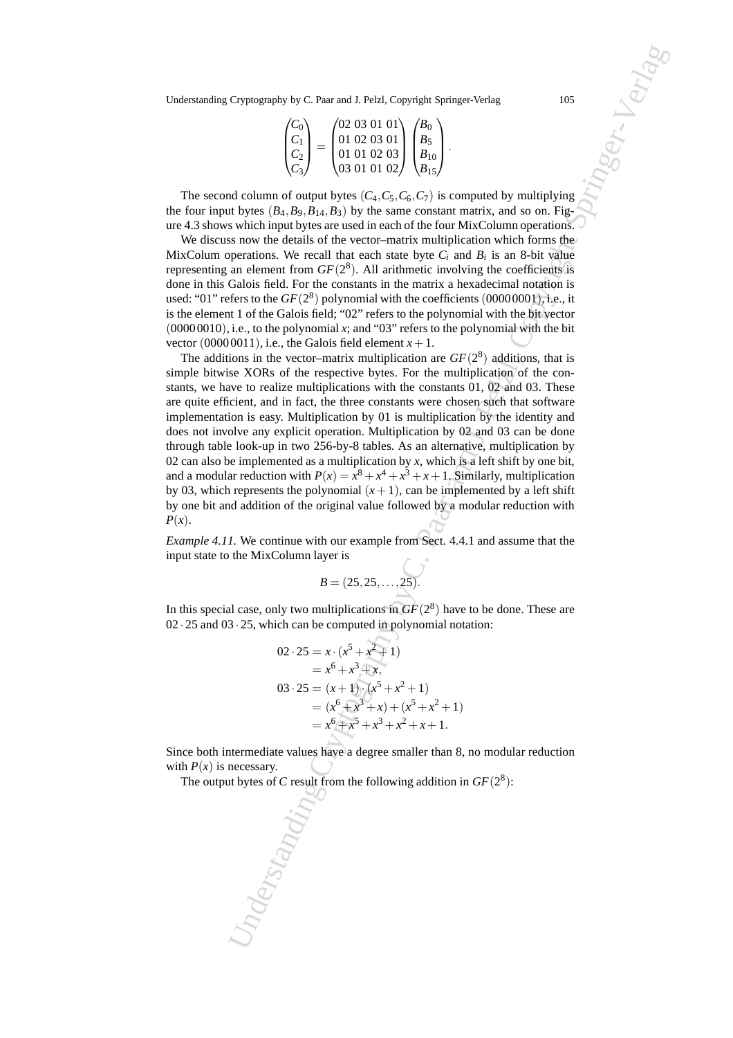$$\begin{pmatrix} C_0 \\ C_1 \\ C_2 \\ C_3 \end{pmatrix} = \begin{pmatrix} 02 & 03 & 01 & 01 \\ 01 & 02 & 03 & 01 \\ 01 & 01 & 02 & 03 \\ 03 & 01 & 01 & 02 \end{pmatrix} \begin{pmatrix} B_0 \\ B_5 \\ B_{10} \\ B_{15} \end{pmatrix}.$$

The second column of output bytes $(C_4, C_5, C_6, C_7)$ is computed by multiplying the four input bytes $(B_4, B_9, B_{14}, B_3)$ by the same constant matrix, and so on. Figure 4.3 shows which input bytes are used in each of the four MixColumn operations.

We discuss now the details of the vector–matrix multiplication which forms the MixColum operations. We recall that each state byte $C_i$ and $B_i$ is an 8-bit value representing an element from $GF(2^8)$. All arithmetic involving the coefficients is done in this Galois field. For the constants in the matrix a hexadecimal notation is used: "01" refers to the $GF(2^8)$ polynomial with the coefficients $(0000\,0001)$, i.e., it is the element 1 of the Galois field; "02" refers to the polynomial with the bit vector $(0000\,0010)$, i.e., to the polynomial $x$; and "03" refers to the polynomial with the bit vector $(0000\,0011)$, i.e., the Galois field element $x+1$.

The additions in the vector–matrix multiplication are $GF(2^8)$ additions, that is simple bitwise XORs of the respective bytes. For the multiplication of the constants, we have to realize multiplications with the constants 01, 02 and 03. These are quite efficient, and in fact, the three constants were chosen such that software implementation is easy. Multiplication by 01 is multiplication by the identity and does not involve any explicit operation. Multiplication by 02 and 03 can be done through table look-up in two 256-by-8 tables. As an alternative, multiplication by 02 can also be implemented as a multiplication by $x$, which is a left shift by one bit, and a modular reduction with $P(x) = x^8 + x^4 + x^3 + x + 1$. Similarly, multiplication by 03, which represents the polynomial $(x+1)$, can be implemented by a left shift by one bit and addition of the original value followed by a modular reduction with $P(x)$.

*Example 4.11.* We continue with our example from Sect. 4.4.1 and assume that the input state to the MixColumn layer is

$$B = (25, 25, \ldots, 25).$$

In this special case, only two multiplications in $GF(2^8)$ have to be done. These are $02 \cdot 25$ and $03 \cdot 25$, which can be computed in polynomial notation:

$$\begin{aligned} 02 \cdot 25 &= x \cdot (x^5 + x^2 + 1) \\ &= x^6 + x^3 + x, \\ 03 \cdot 25 &= (x+1) \cdot (x^5 + x^2 + 1) \\ &= (x^6 + x^3 + x) + (x^5 + x^2 + 1) \\ &= x^6 + x^5 + x^3 + x^2 + x + 1. \end{aligned}$$

Since both intermediate values have a degree smaller than 8, no modular reduction with $P(x)$ is necessary.

The output bytes of $C$ result from the following addition in $GF(2^8)$: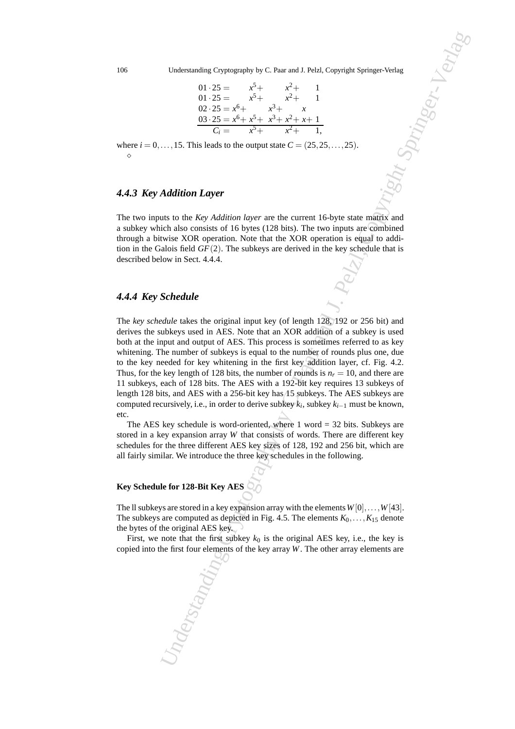$$
\begin{array}{rl}
01 \cdot 25 = & x^5 + \quad x^2 + \quad 1 \\
01 \cdot 25 = & x^5 + \quad x^2 + \quad 1 \\
02 \cdot 25 = & x^6 + \quad x^3 + \quad x \\
03 \cdot 25 = & x^6 + x^5 + x^3 + x^2 + x + 1 \\
\hline
C_i = & x^5 + \quad x^2 + \quad 1,
\end{array}
$$

where $i = 0, \ldots, 15$. This leads to the output state $C = (25, 25, \ldots, 25)$.
$\diamond$

### 4.4.3 Key Addition Layer

The two inputs to the *Key Addition layer* are the current 16-byte state matrix and a subkey which also consists of 16 bytes (128 bits). The two inputs are combined through a bitwise XOR operation. Note that the XOR operation is equal to addition in the Galois field $GF(2)$. The subkeys are derived in the key schedule that is described below in Sect. 4.4.4.

### 4.4.4 Key Schedule

The *key schedule* takes the original input key (of length 128, 192 or 256 bit) and derives the subkeys used in AES. Note that an XOR addition of a subkey is used both at the input and output of AES. This process is sometimes referred to as key whitening. The number of subkeys is equal to the number of rounds plus one, due to the key needed for key whitening in the first key addition layer, cf. Fig. 4.2. Thus, for the key length of 128 bits, the number of rounds is $n_r = 10$, and there are 11 subkeys, each of 128 bits. The AES with a 192-bit key requires 13 subkeys of length 128 bits, and AES with a 256-bit key has 15 subkeys. The AES subkeys are computed recursively, i.e., in order to derive subkey $k_i$, subkey $k_{i-1}$ must be known, etc.

The AES key schedule is word-oriented, where 1 word = 32 bits. Subkeys are stored in a key expansion array $W$ that consists of words. There are different key schedules for the three different AES key sizes of 128, 192 and 256 bit, which are all fairly similar. We introduce the three key schedules in the following.

#### Key Schedule for 128-Bit Key AES

The ll subkeys are stored in a key expansion array with the elements $W[0], \ldots, W[43]$. The subkeys are computed as depicted in Fig. 4.5. The elements $K_0, \ldots, K_{15}$ denote the bytes of the original AES key.

First, we note that the first subkey $k_0$ is the original AES key, i.e., the key is copied into the first four elements of the key array $W$. The other array elements are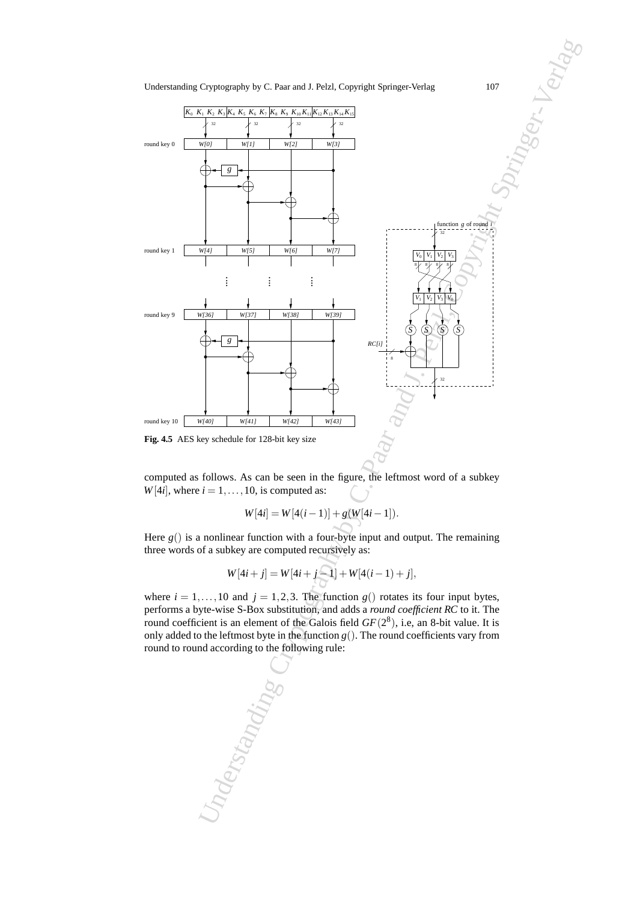Fig. 4.5 AES key schedule for 128-bit key size

computed as follows. As can be seen in the figure, the leftmost word of a subkey $W[4i]$, where $i = 1, \ldots, 10$, is computed as:

$$W[4i] = W[4(i-1)] + g(W[4i-1]).$$

Here $g()$ is a nonlinear function with a four-byte input and output. The remaining three words of a subkey are computed recursively as:

$$W[4i+j] = W[4i+j-1] + W[4(i-1)+j],$$

where $i = 1, \ldots, 10$ and $j = 1, 2, 3$. The function $g()$ rotates its four input bytes, performs a byte-wise S-Box substitution, and adds a *round coefficient RC* to it. The round coefficient is an element of the Galois field $GF(2^8)$, i.e, an 8-bit value. It is only added to the leftmost byte in the function $g()$. The round coefficients vary from round to round according to the following rule: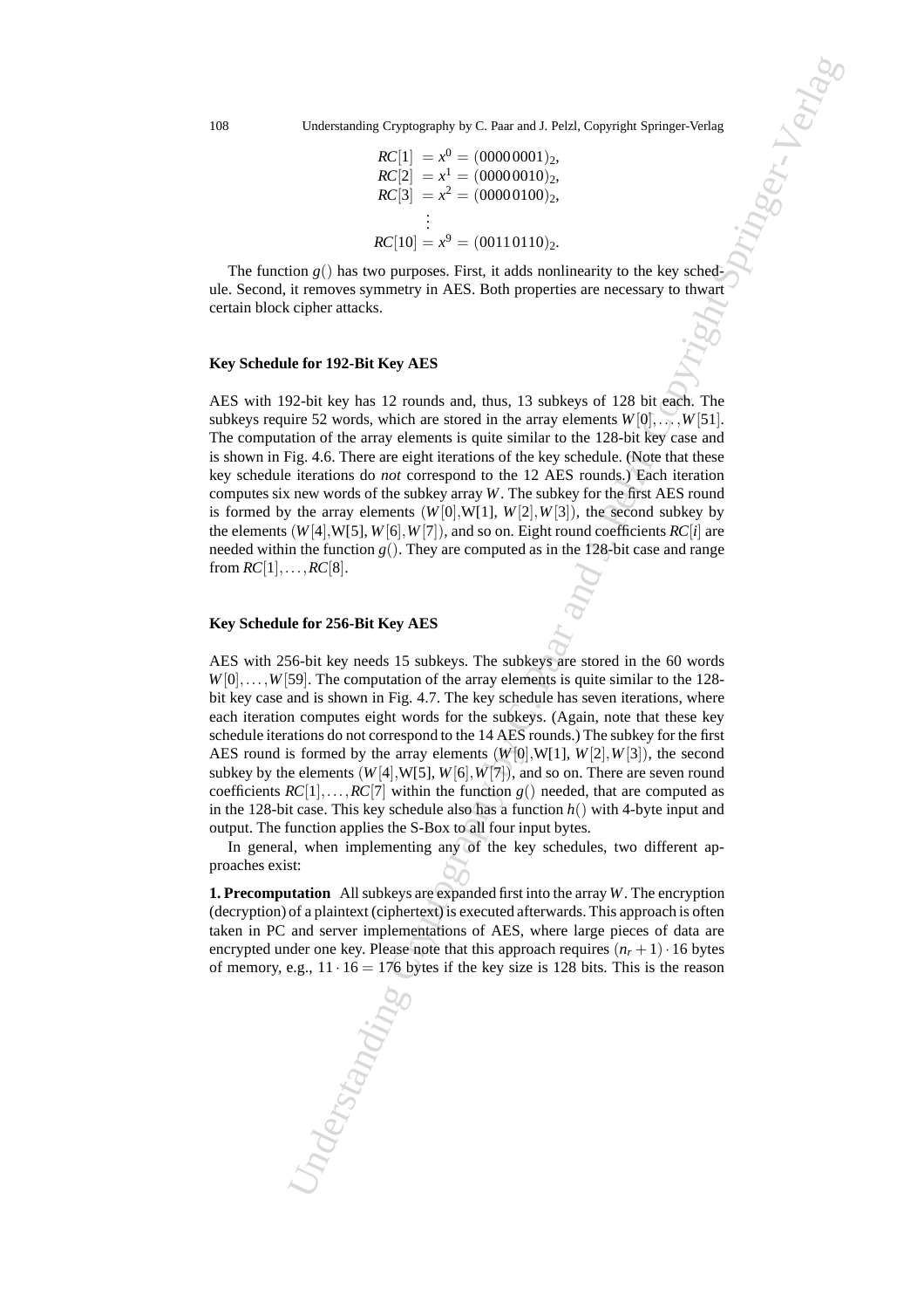$$
\begin{aligned}
RC[1] &= x^0 = (0000\,0001)_2,\\
RC[2] &= x^1 = (0000\,0010)_2,\\
RC[3] &= x^2 = (0000\,0100)_2,\\
&\vdots\\
RC[10] &= x^9 = (0011\,0110)_2.
\end{aligned}
$$

The function $g()$ has two purposes. First, it adds nonlinearity to the key schedule. Second, it removes symmetry in AES. Both properties are necessary to thwart certain block cipher attacks.

#### Key Schedule for 192-Bit Key AES

AES with 192-bit key has 12 rounds and, thus, 13 subkeys of 128 bit each. The subkeys require 52 words, which are stored in the array elements $W[0], \ldots, W[51]$. The computation of the array elements is quite similar to the 128-bit key case and is shown in Fig. 4.6. There are eight iterations of the key schedule. (Note that these key schedule iterations do *not* correspond to the 12 AES rounds.) Each iteration computes six new words of the subkey array $W$. The subkey for the first AES round is formed by the array elements $(W[0], W[1], W[2], W[3])$, the second subkey by the elements $(W[4], W[5], W[6], W[7])$, and so on. Eight round coefficients $RC[i]$ are needed within the function $g()$. They are computed as in the 128-bit case and range from $RC[1], \ldots, RC[8]$.

#### Key Schedule for 256-Bit Key AES

AES with 256-bit key needs 15 subkeys. The subkeys are stored in the 60 words $W[0], \ldots, W[59]$. The computation of the array elements is quite similar to the 128-bit key case and is shown in Fig. 4.7. The key schedule has seven iterations, where each iteration computes eight words for the subkeys. (Again, note that these key schedule iterations do not correspond to the 14 AES rounds.) The subkey for the first AES round is formed by the array elements $(W[0], W[1], W[2], W[3])$, the second subkey by the elements $(W[4], W[5], W[6], W[7])$, and so on. There are seven round coefficients $RC[1], \ldots, RC[7]$ within the function $g()$ needed, that are computed as in the 128-bit case. This key schedule also has a function $h()$ with 4-byte input and output. The function applies the S-Box to all four input bytes.

In general, when implementing any of the key schedules, two different approaches exist:

**1. Precomputation** All subkeys are expanded first into the array $W$. The encryption (decryption) of a plaintext (ciphertext) is executed afterwards. This approach is often taken in PC and server implementations of AES, where large pieces of data are encrypted under one key. Please note that this approach requires $(n_r + 1) \cdot 16$ bytes of memory, e.g., $11 \cdot 16 = 176$ bytes if the key size is 128 bits. This is the reason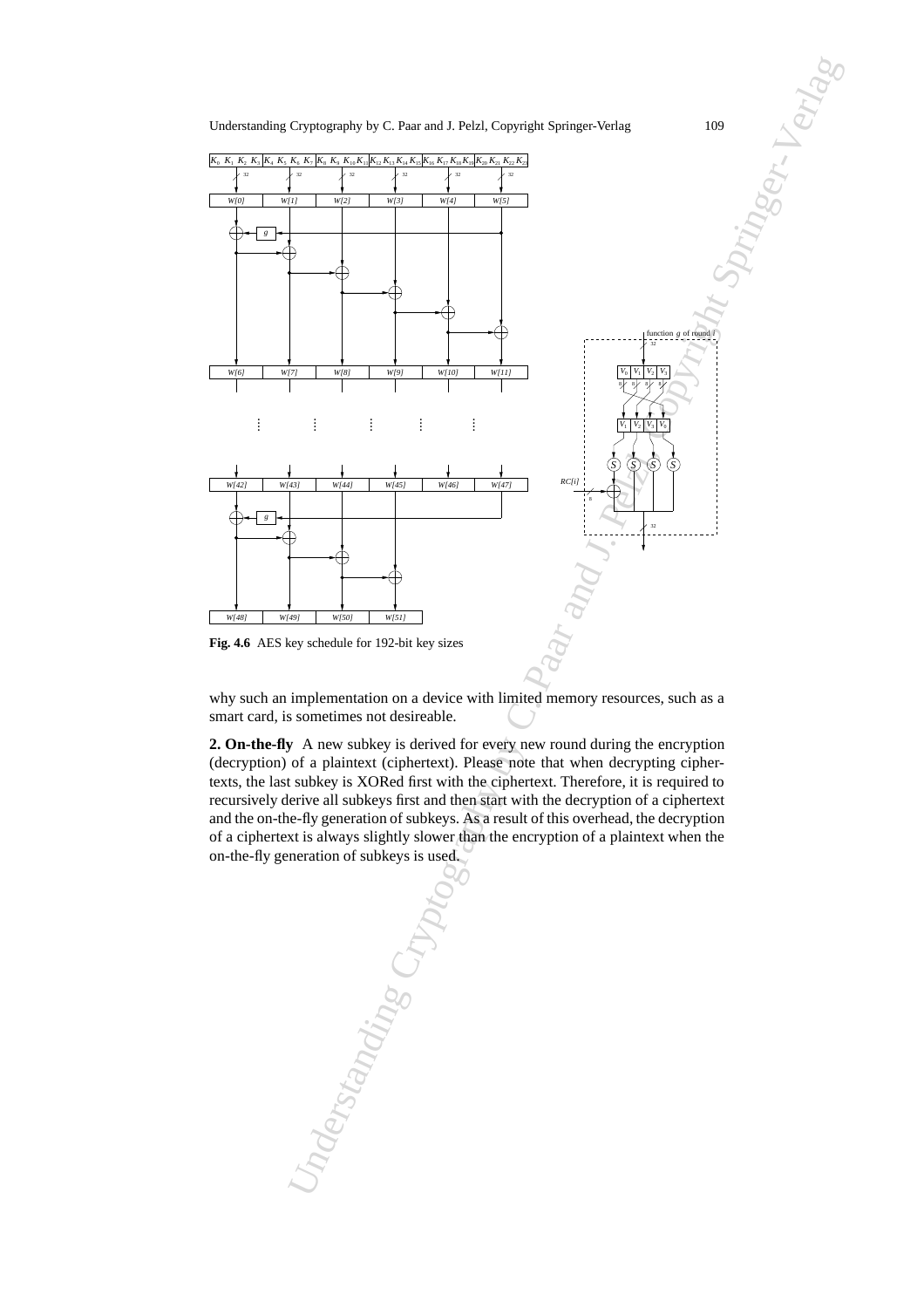**Fig. 4.6** AES key schedule for 192-bit key sizes

why such an implementation on a device with limited memory resources, such as a smart card, is sometimes not desireable.

**2. On-the-fly** A new subkey is derived for every new round during the encryption (decryption) of a plaintext (ciphertext). Please note that when decrypting ciphertexts, the last subkey is XORed first with the ciphertext. Therefore, it is required to recursively derive all subkeys first and then start with the decryption of a ciphertext and the on-the-fly generation of subkeys. As a result of this overhead, the decryption of a ciphertext is always slightly slower than the encryption of a plaintext when the on-the-fly generation of subkeys is used.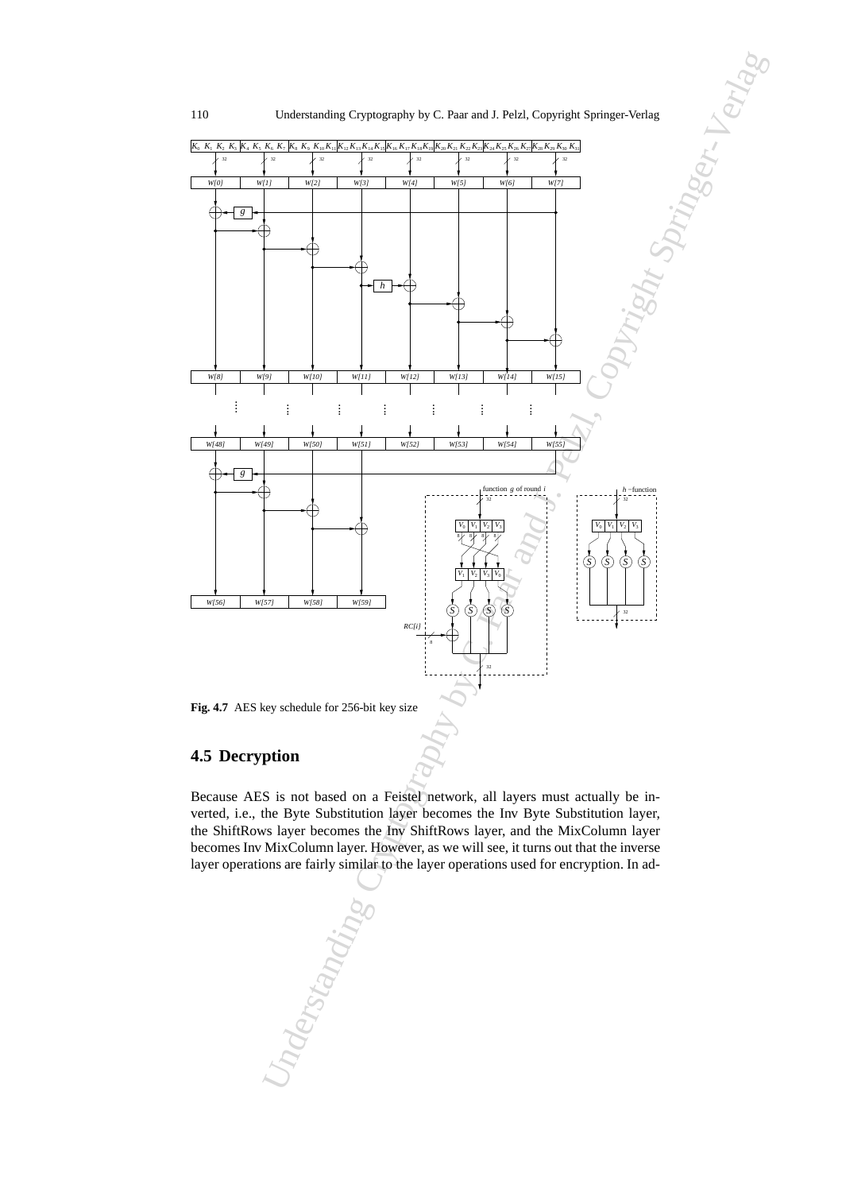**Fig. 4.7** AES key schedule for 256-bit key size

## 4.5 Decryption

Because AES is not based on a Feistel network, all layers must actually be inverted, i.e., the Byte Substitution layer becomes the Inv Byte Substitution layer, the ShiftRows layer becomes the Inv ShiftRows layer, and the MixColumn layer becomes Inv MixColumn layer. However, as we will see, it turns out that the inverse layer operations are fairly similar to the layer operations used for encryption. In ad-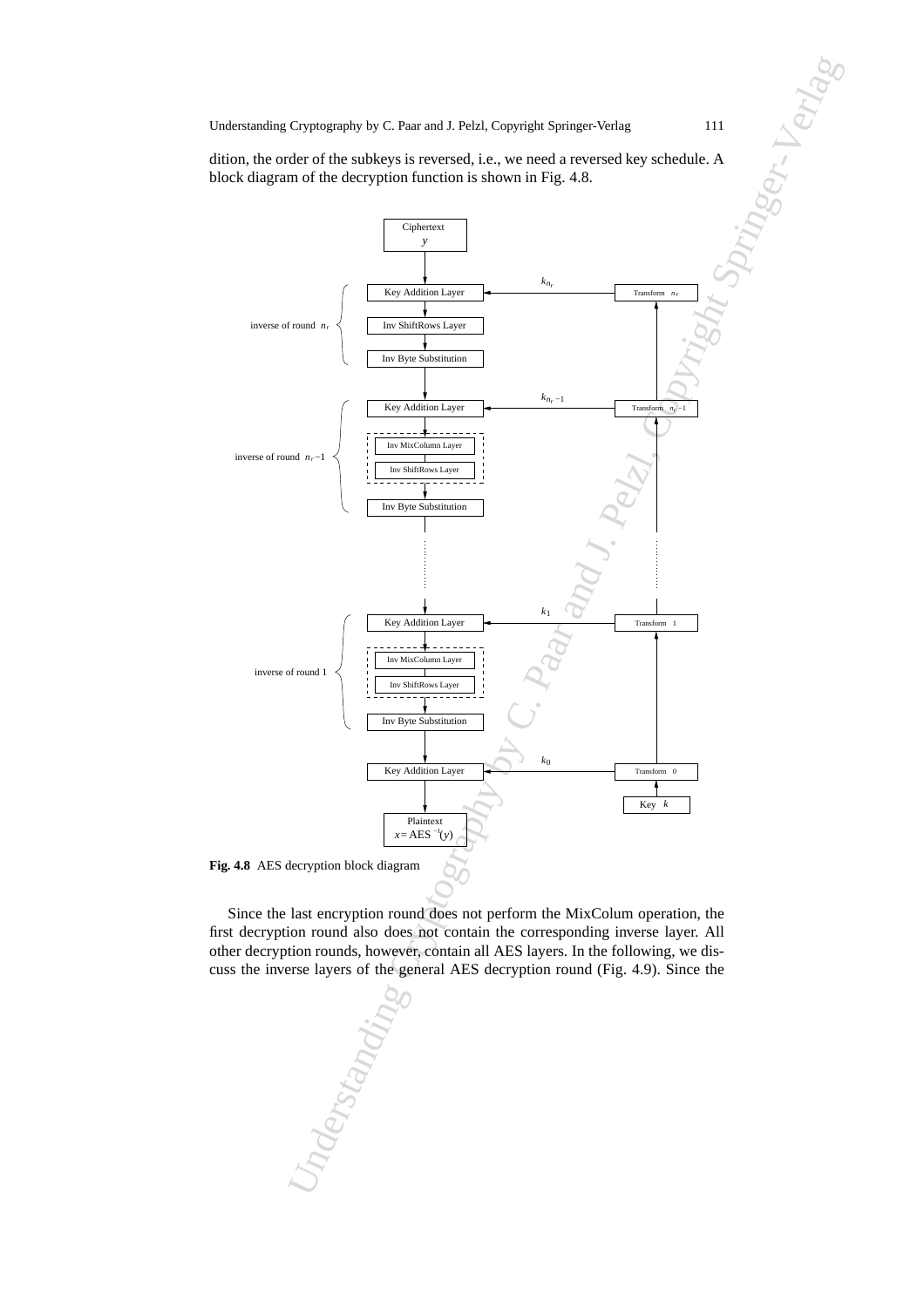dition, the order of the subkeys is reversed, i.e., we need a reversed key schedule. A block diagram of the decryption function is shown in Fig. 4.8.

**Fig. 4.8** AES decryption block diagram

Since the last encryption round does not perform the MixColum operation, the first decryption round also does not contain the corresponding inverse layer. All other decryption rounds, however, contain all AES layers. In the following, we discuss the inverse layers of the general AES decryption round (Fig. 4.9). Since the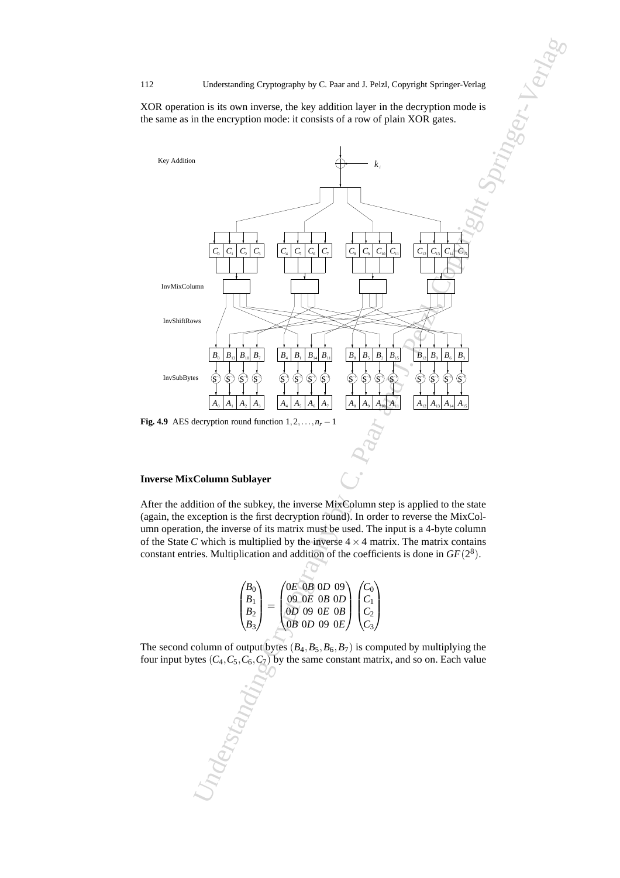XOR operation is its own inverse, the key addition layer in the decryption mode is the same as in the encryption mode: it consists of a row of plain XOR gates.

**Fig. 4.9** AES decryption round function $1, 2, \ldots, n_r - 1$

### Inverse MixColumn Sublayer

After the addition of the subkey, the inverse MixColumn step is applied to the state (again, the exception is the first decryption round). In order to reverse the MixColumn operation, the inverse of its matrix must be used. The input is a 4-byte column of the State $C$ which is multiplied by the inverse $4 \times 4$ matrix. The matrix contains constant entries. Multiplication and addition of the coefficients is done in $GF(2^8)$.

$$\begin{pmatrix} B_0 \\ B_1 \\ B_2 \\ B_3 \end{pmatrix} = \begin{pmatrix} 0E & 0B & 0D & 09 \\ 09 & 0E & 0B & 0D \\ 0D & 09 & 0E & 0B \\ 0B & 0D & 09 & 0E \end{pmatrix} \begin{pmatrix} C_0 \\ C_1 \\ C_2 \\ C_3 \end{pmatrix}$$

The second column of output bytes $(B_4, B_5, B_6, B_7)$ is computed by multiplying the four input bytes $(C_4, C_5, C_6, C_7)$ by the same constant matrix, and so on. Each value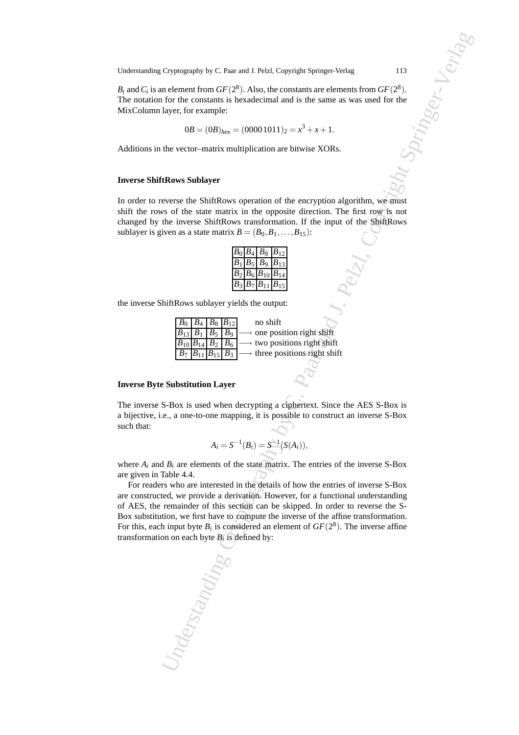$B_i$ and $C_i$ is an element from $GF(2^8)$. Also, the constants are elements from $GF(2^8)$. The notation for the constants is hexadecimal and is the same as was used for the MixColumn layer, for example:

$$0B = (0B)_{hex} = (0000\,1011)_2 = x^3 + x + 1.$$

Additions in the vector–matrix multiplication are bitwise XORs.

#### Inverse ShiftRows Sublayer

In order to reverse the ShiftRows operation of the encryption algorithm, we must shift the rows of the state matrix in the opposite direction. The first row is not changed by the inverse ShiftRows transformation. If the input of the ShiftRows sublayer is given as a state matrix $B = (B_0, B_1, \ldots, B_{15})$:

| | | | |
|---|---|---|---|
| $B_0$ | $B_4$ | $B_8$ | $B_{12}$ |
| $B_1$ | $B_5$ | $B_9$ | $B_{13}$ |
| $B_2$ | $B_6$ | $B_{10}$ | $B_{14}$ |
| $B_3$ | $B_7$ | $B_{11}$ | $B_{15}$ |

the inverse ShiftRows sublayer yields the output:

| | | | | |
|---|---|---|---|---|
| $B_0$ | $B_4$ | $B_8$ | $B_{12}$ | no shift |
| $B_{13}$ | $B_1$ | $B_5$ | $B_9$ | $\longrightarrow$ one position right shift |
| $B_{10}$ | $B_{14}$ | $B_2$ | $B_6$ | $\longrightarrow$ two positions right shift |
| $B_7$ | $B_{11}$ | $B_{15}$ | $B_3$ | $\longrightarrow$ three positions right shift |

#### Inverse Byte Substitution Layer

The inverse S-Box is used when decrypting a ciphertext. Since the AES S-Box is a bijective, i.e., a one-to-one mapping, it is possible to construct an inverse S-Box such that:

$$A_i = S^{-1}(B_i) = S^{-1}(S(A_i)),$$

where $A_i$ and $B_i$ are elements of the state matrix. The entries of the inverse S-Box are given in Table 4.4.

For readers who are interested in the details of how the entries of inverse S-Box are constructed, we provide a derivation. However, for a functional understanding of AES, the remainder of this section can be skipped. In order to reverse the S-Box substitution, we first have to compute the inverse of the affine transformation. For this, each input byte $B_i$ is considered an element of $GF(2^8)$. The inverse affine transformation on each byte $B_i$ is defined by: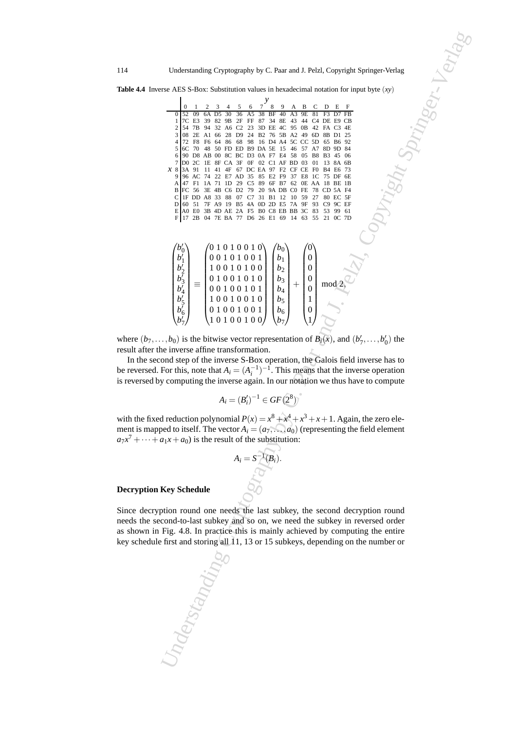**Table 4.4** Inverse AES S-Box: Substitution values in hexadecimal notation for input byte $(xy)$

| x \ y | 0 | 1 | 2 | 3 | 4 | 5 | 6 | 7 | 8 | 9 | A | B | C | D | E | F |
|---|---|---|---|---|---|---|---|---|---|---|---|---|---|---|---|---|
| 0 | 52 | 09 | 6A | D5 | 30 | 36 | A5 | 38 | BF | 40 | A3 | 9E | 81 | F3 | D7 | FB |
| 1 | 7C | E3 | 39 | 82 | 9B | 2F | FF | 87 | 34 | 8E | 43 | 44 | C4 | DE | E9 | CB |
| 2 | 54 | 7B | 94 | 32 | A6 | C2 | 23 | 3D | EE | 4C | 95 | 0B | 42 | FA | C3 | 4E |
| 3 | 08 | 2E | A1 | 66 | 28 | D9 | 24 | B2 | 76 | 5B | A2 | 49 | 6D | 8B | D1 | 25 |
| 4 | 72 | F8 | F6 | 64 | 86 | 68 | 98 | 16 | D4 | A4 | 5C | CC | 5D | 65 | B6 | 92 |
| 5 | 6C | 70 | 48 | 50 | FD | ED | B9 | DA | 5E | 15 | 46 | 57 | A7 | 8D | 9D | 84 |
| 6 | 90 | D8 | AB | 00 | 8C | BC | D3 | 0A | F7 | E4 | 58 | 05 | B8 | B3 | 45 | 06 |
| 7 | D0 | 2C | 1E | 8F | CA | 3F | 0F | 02 | C1 | AF | BD | 03 | 01 | 13 | 8A | 6B |
| 8 | 3A | 91 | 11 | 41 | 4F | 67 | DC | EA | 97 | F2 | CF | CE | F0 | B4 | E6 | 73 |
| 9 | 96 | AC | 74 | 22 | E7 | AD | 35 | 85 | E2 | F9 | 37 | E8 | 1C | 75 | DF | 6E |
| A | 47 | F1 | 1A | 71 | 1D | 29 | C5 | 89 | 6F | B7 | 62 | 0E | AA | 18 | BE | 1B |
| B | FC | 56 | 3E | 4B | C6 | D2 | 79 | 20 | 9A | DB | C0 | FE | 78 | CD | 5A | F4 |
| C | 1F | DD | A8 | 33 | 88 | 07 | C7 | 31 | B1 | 12 | 10 | 59 | 27 | 80 | EC | 5F |
| D | 60 | 51 | 7F | A9 | 19 | B5 | 4A | 0D | 2D | E5 | 7A | 9F | 93 | C9 | 9C | EF |
| E | A0 | E0 | 3B | 4D | AE | 2A | F5 | B0 | C8 | EB | BB | 3C | 83 | 53 | 99 | 61 |
| F | 17 | 2B | 04 | 7E | BA | 77 | D6 | 26 | E1 | 69 | 14 | 63 | 55 | 21 | 0C | 7D |

$$\begin{pmatrix} b_0' \\ b_1' \\ b_2' \\ b_3' \\ b_4' \\ b_5' \\ b_6' \\ b_7' \end{pmatrix} \equiv \begin{pmatrix} 0&1&0&1&0&0&1&0 \\ 0&0&1&0&1&0&0&1 \\ 1&0&0&1&0&1&0&0 \\ 0&1&0&0&1&0&1&0 \\ 0&0&1&0&0&1&0&1 \\ 1&0&0&1&0&0&1&0 \\ 0&1&0&0&1&0&0&1 \\ 1&0&1&0&0&1&0&0 \end{pmatrix} \begin{pmatrix} b_0 \\ b_1 \\ b_2 \\ b_3 \\ b_4 \\ b_5 \\ b_6 \\ b_7 \end{pmatrix} + \begin{pmatrix} 0 \\ 0 \\ 0 \\ 0 \\ 0 \\ 1 \\ 0 \\ 1 \end{pmatrix} \bmod 2,$$

where $(b_7,\ldots,b_0)$ is the bitwise vector representation of $B_i(x)$, and $(b_7',\ldots,b_0')$ the result after the inverse affine transformation.

In the second step of the inverse S-Box operation, the Galois field inverse has to be reversed. For this, note that $A_i = (A_i^{-1})^{-1}$. This means that the inverse operation is reversed by computing the inverse again. In our notation we thus have to compute

$$A_i = (B_i')^{-1} \in GF(2^8)$$

with the fixed reduction polynomial $P(x) = x^8 + x^4 + x^3 + x + 1$. Again, the zero element is mapped to itself. The vector $A_i = (a_7,\ldots,a_0)$ (representing the field element $a_7x^7 + \cdots + a_1x + a_0$) is the result of the substitution:

$$A_i = S^{-1}(B_i).$$

### Decryption Key Schedule

Since decryption round one needs the last subkey, the second decryption round needs the second-to-last subkey and so on, we need the subkey in reversed order as shown in Fig. 4.8. In practice this is mainly achieved by computing the entire key schedule first and storing all 11, 13 or 15 subkeys, depending on the number or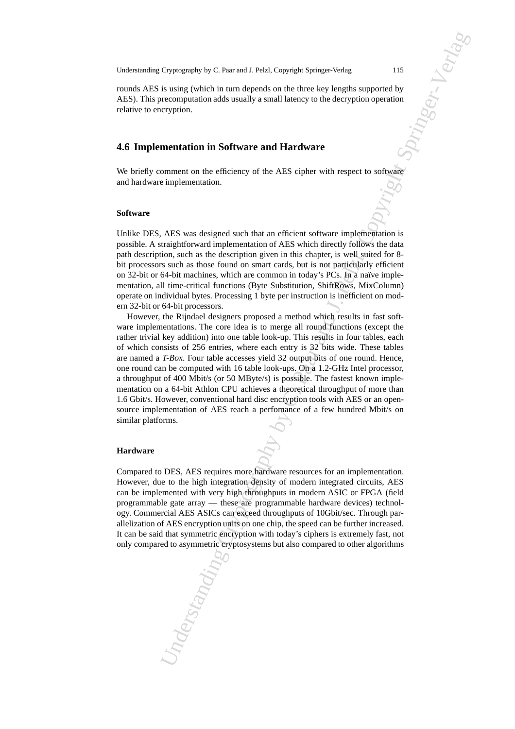rounds AES is using (which in turn depends on the three key lengths supported by AES). This precomputation adds usually a small latency to the decryption operation relative to encryption.

## 4.6 Implementation in Software and Hardware

We briefly comment on the efficiency of the AES cipher with respect to software and hardware implementation.

### Software

Unlike DES, AES was designed such that an efficient software implementation is possible. A straightforward implementation of AES which directly follows the data path description, such as the description given in this chapter, is well suited for 8-bit processors such as those found on smart cards, but is not particularly efficient on 32-bit or 64-bit machines, which are common in today's PCs. In a naïve implementation, all time-critical functions (Byte Substitution, ShiftRows, MixColumn) operate on individual bytes. Processing 1 byte per instruction is inefficient on modern 32-bit or 64-bit processors.

However, the Rijndael designers proposed a method which results in fast software implementations. The core idea is to merge all round functions (except the rather trivial key addition) into one table look-up. This results in four tables, each of which consists of 256 entries, where each entry is 32 bits wide. These tables are named a *T-Box*. Four table accesses yield 32 output bits of one round. Hence, one round can be computed with 16 table look-ups. On a 1.2-GHz Intel processor, a throughput of 400 Mbit/s (or 50 MByte/s) is possible. The fastest known implementation on a 64-bit Athlon CPU achieves a theoretical throughput of more than 1.6 Gbit/s. However, conventional hard disc encryption tools with AES or an open-source implementation of AES reach a perfomance of a few hundred Mbit/s on similar platforms.

### Hardware

Compared to DES, AES requires more hardware resources for an implementation. However, due to the high integration density of modern integrated circuits, AES can be implemented with very high throughputs in modern ASIC or FPGA (field programmable gate array — these are programmable hardware devices) technology. Commercial AES ASICs can exceed throughputs of 10Gbit/sec. Through parallelization of AES encryption units on one chip, the speed can be further increased. It can be said that symmetric encryption with today's ciphers is extremely fast, not only compared to asymmetric cryptosystems but also compared to other algorithms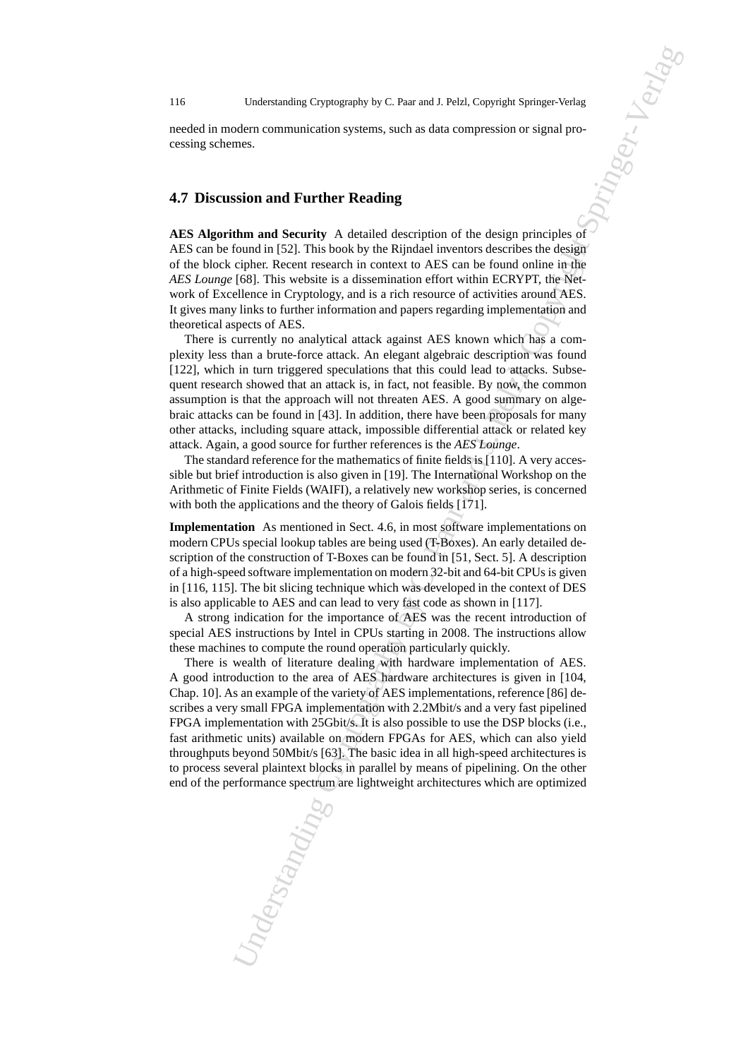needed in modern communication systems, such as data compression or signal processing schemes.

## 4.7 Discussion and Further Reading

**AES Algorithm and Security** A detailed description of the design principles of AES can be found in [52]. This book by the Rijndael inventors describes the design of the block cipher. Recent research in context to AES can be found online in the *AES Lounge* [68]. This website is a dissemination effort within ECRYPT, the Network of Excellence in Cryptology, and is a rich resource of activities around AES. It gives many links to further information and papers regarding implementation and theoretical aspects of AES.

There is currently no analytical attack against AES known which has a complexity less than a brute-force attack. An elegant algebraic description was found [122], which in turn triggered speculations that this could lead to attacks. Subsequent research showed that an attack is, in fact, not feasible. By now, the common assumption is that the approach will not threaten AES. A good summary on algebraic attacks can be found in [43]. In addition, there have been proposals for many other attacks, including square attack, impossible differential attack or related key attack. Again, a good source for further references is the *AES Lounge*.

The standard reference for the mathematics of finite fields is [110]. A very accessible but brief introduction is also given in [19]. The International Workshop on the Arithmetic of Finite Fields (WAIFI), a relatively new workshop series, is concerned with both the applications and the theory of Galois fields [171].

**Implementation** As mentioned in Sect. 4.6, in most software implementations on modern CPUs special lookup tables are being used (T-Boxes). An early detailed description of the construction of T-Boxes can be found in [51, Sect. 5]. A description of a high-speed software implementation on modern 32-bit and 64-bit CPUs is given in [116, 115]. The bit slicing technique which was developed in the context of DES is also applicable to AES and can lead to very fast code as shown in [117].

A strong indication for the importance of AES was the recent introduction of special AES instructions by Intel in CPUs starting in 2008. The instructions allow these machines to compute the round operation particularly quickly.

There is wealth of literature dealing with hardware implementation of AES. A good introduction to the area of AES hardware architectures is given in [104, Chap. 10]. As an example of the variety of AES implementations, reference [86] describes a very small FPGA implementation with 2.2Mbit/s and a very fast pipelined FPGA implementation with 25Gbit/s. It is also possible to use the DSP blocks (i.e., fast arithmetic units) available on modern FPGAs for AES, which can also yield throughputs beyond 50Mbit/s [63]. The basic idea in all high-speed architectures is to process several plaintext blocks in parallel by means of pipelining. On the other end of the performance spectrum are lightweight architectures which are optimized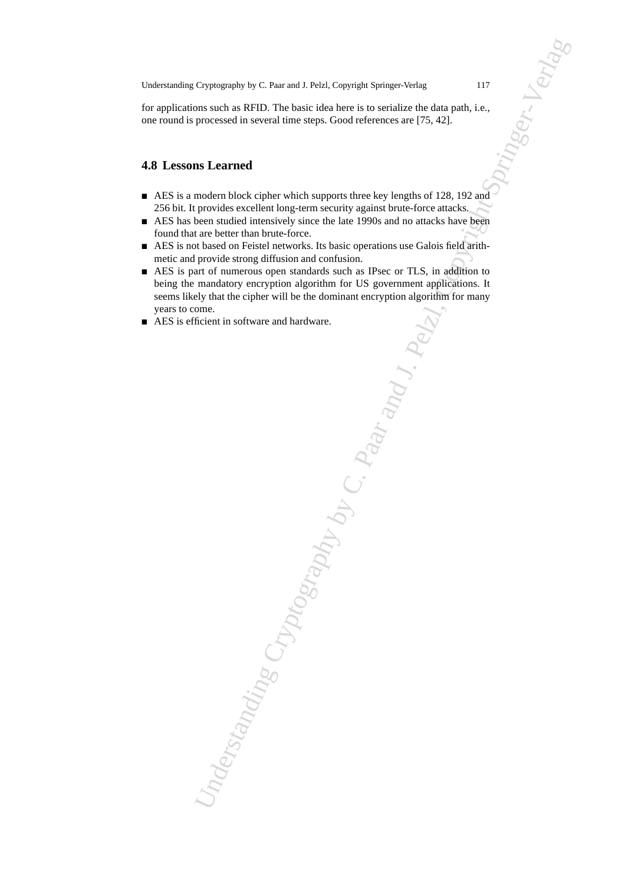for applications such as RFID. The basic idea here is to serialize the data path, i.e., one round is processed in several time steps. Good references are [75, 42].

## 4.8 Lessons Learned

- AES is a modern block cipher which supports three key lengths of 128, 192 and 256 bit. It provides excellent long-term security against brute-force attacks.
- AES has been studied intensively since the late 1990s and no attacks have been found that are better than brute-force.
- AES is not based on Feistel networks. Its basic operations use Galois field arithmetic and provide strong diffusion and confusion.
- AES is part of numerous open standards such as IPsec or TLS, in addition to being the mandatory encryption algorithm for US government applications. It seems likely that the cipher will be the dominant encryption algorithm for many years to come.
- AES is efficient in software and hardware.